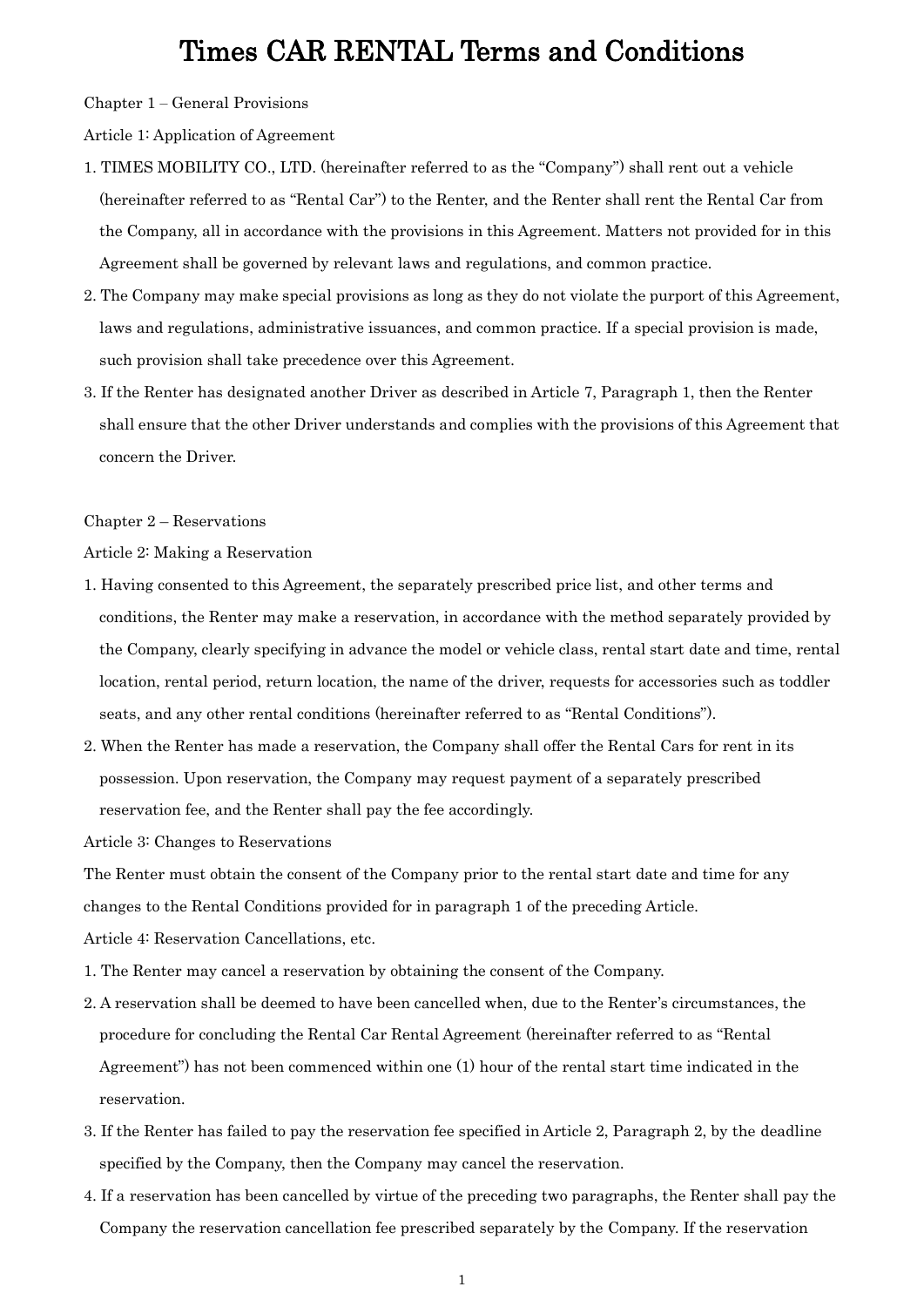# Times CAR RENTAL Terms and Conditions

Chapter 1 – General Provisions

Article 1: Application of Agreement

1. TIMES MOBILITY CO., LTD. (hereinafter referred to as the "Company") shall rent out a vehicle (hereinafter referred to as "Rental Car") to the Renter, and the Renter shall rent the Rental Car from the Company, all in accordance with the provisions in this Agreement. Matters not provided for in this Agreement shall be governed by relevant laws and regulations, and common practice.
2. The Company may make special provisions as long as they do not violate the purport of this Agreement, laws and regulations, administrative issuances, and common practice. If a special provision is made, such provision shall take precedence over this Agreement.
3. If the Renter has designated another Driver as described in Article 7, Paragraph 1, then the Renter shall ensure that the other Driver understands and complies with the provisions of this Agreement that concern the Driver.

Chapter 2 – Reservations

Article 2: Making a Reservation

1. Having consented to this Agreement, the separately prescribed price list, and other terms and conditions, the Renter may make a reservation, in accordance with the method separately provided by the Company, clearly specifying in advance the model or vehicle class, rental start date and time, rental location, rental period, return location, the name of the driver, requests for accessories such as toddler seats, and any other rental conditions (hereinafter referred to as "Rental Conditions").
2. When the Renter has made a reservation, the Company shall offer the Rental Cars for rent in its possession. Upon reservation, the Company may request payment of a separately prescribed reservation fee, and the Renter shall pay the fee accordingly.

Article 3: Changes to Reservations

The Renter must obtain the consent of the Company prior to the rental start date and time for any changes to the Rental Conditions provided for in paragraph 1 of the preceding Article.

Article 4: Reservation Cancellations, etc.

1. The Renter may cancel a reservation by obtaining the consent of the Company.
2. A reservation shall be deemed to have been cancelled when, due to the Renter's circumstances, the procedure for concluding the Rental Car Rental Agreement (hereinafter referred to as "Rental Agreement") has not been commenced within one (1) hour of the rental start time indicated in the reservation.
3. If the Renter has failed to pay the reservation fee specified in Article 2, Paragraph 2, by the deadline specified by the Company, then the Company may cancel the reservation.
4. If a reservation has been cancelled by virtue of the preceding two paragraphs, the Renter shall pay the Company the reservation cancellation fee prescribed separately by the Company. If the reservation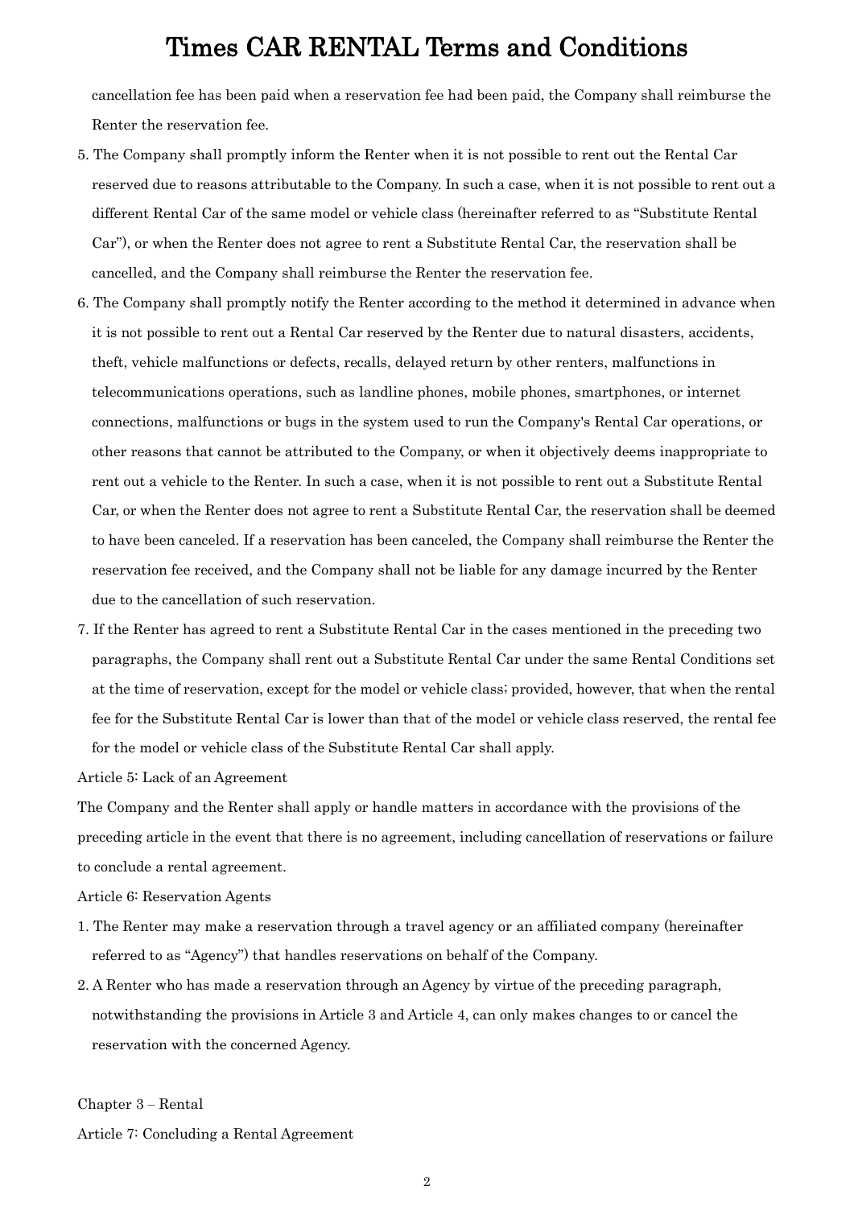cancellation fee has been paid when a reservation fee had been paid, the Company shall reimburse the Renter the reservation fee.

5. The Company shall promptly inform the Renter when it is not possible to rent out the Rental Car reserved due to reasons attributable to the Company. In such a case, when it is not possible to rent out a different Rental Car of the same model or vehicle class (hereinafter referred to as "Substitute Rental Car"), or when the Renter does not agree to rent a Substitute Rental Car, the reservation shall be cancelled, and the Company shall reimburse the Renter the reservation fee.
6. The Company shall promptly notify the Renter according to the method it determined in advance when it is not possible to rent out a Rental Car reserved by the Renter due to natural disasters, accidents, theft, vehicle malfunctions or defects, recalls, delayed return by other renters, malfunctions in telecommunications operations, such as landline phones, mobile phones, smartphones, or internet connections, malfunctions or bugs in the system used to run the Company's Rental Car operations, or other reasons that cannot be attributed to the Company, or when it objectively deems inappropriate to rent out a vehicle to the Renter. In such a case, when it is not possible to rent out a Substitute Rental Car, or when the Renter does not agree to rent a Substitute Rental Car, the reservation shall be deemed to have been canceled. If a reservation has been canceled, the Company shall reimburse the Renter the reservation fee received, and the Company shall not be liable for any damage incurred by the Renter due to the cancellation of such reservation.
7. If the Renter has agreed to rent a Substitute Rental Car in the cases mentioned in the preceding two paragraphs, the Company shall rent out a Substitute Rental Car under the same Rental Conditions set at the time of reservation, except for the model or vehicle class; provided, however, that when the rental fee for the Substitute Rental Car is lower than that of the model or vehicle class reserved, the rental fee for the model or vehicle class of the Substitute Rental Car shall apply.

Article 5: Lack of an Agreement

The Company and the Renter shall apply or handle matters in accordance with the provisions of the preceding article in the event that there is no agreement, including cancellation of reservations or failure to conclude a rental agreement.

Article 6: Reservation Agents

1. The Renter may make a reservation through a travel agency or an affiliated company (hereinafter referred to as "Agency") that handles reservations on behalf of the Company.
2. A Renter who has made a reservation through an Agency by virtue of the preceding paragraph, notwithstanding the provisions in Article 3 and Article 4, can only makes changes to or cancel the reservation with the concerned Agency.

Chapter 3 – Rental

Article 7: Concluding a Rental Agreement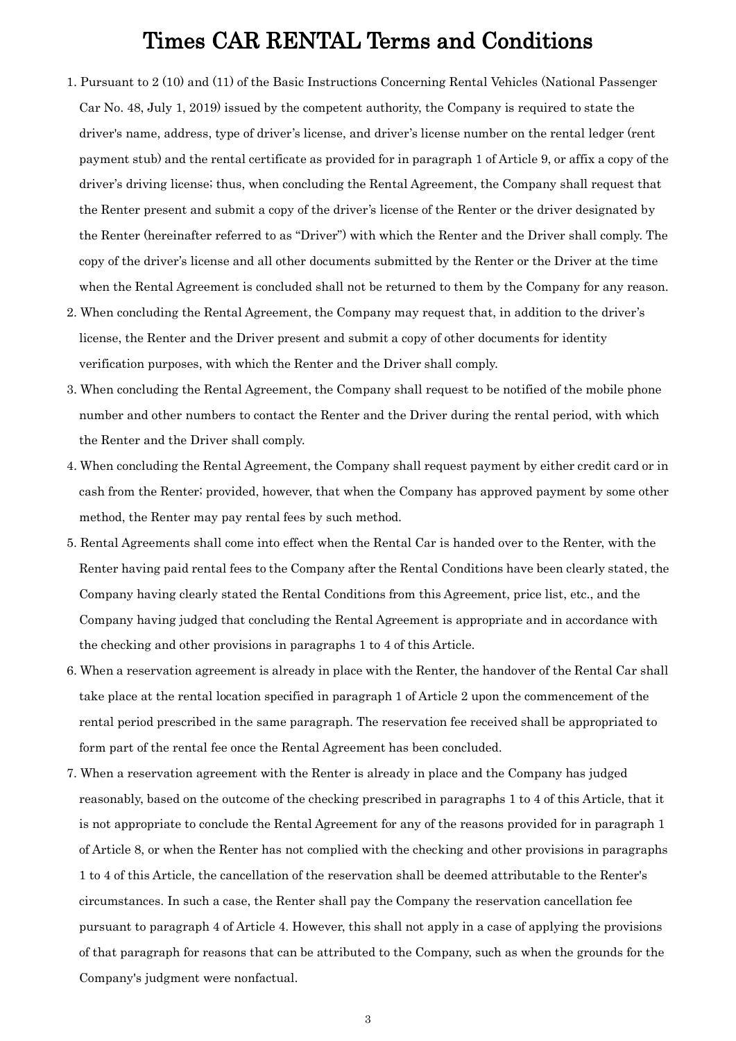# Times CAR RENTAL Terms and Conditions

1. Pursuant to 2 (10) and (11) of the Basic Instructions Concerning Rental Vehicles (National Passenger Car No. 48, July 1, 2019) issued by the competent authority, the Company is required to state the driver's name, address, type of driver's license, and driver's license number on the rental ledger (rent payment stub) and the rental certificate as provided for in paragraph 1 of Article 9, or affix a copy of the driver's driving license; thus, when concluding the Rental Agreement, the Company shall request that the Renter present and submit a copy of the driver's license of the Renter or the driver designated by the Renter (hereinafter referred to as "Driver") with which the Renter and the Driver shall comply. The copy of the driver's license and all other documents submitted by the Renter or the Driver at the time when the Rental Agreement is concluded shall not be returned to them by the Company for any reason.
2. When concluding the Rental Agreement, the Company may request that, in addition to the driver's license, the Renter and the Driver present and submit a copy of other documents for identity verification purposes, with which the Renter and the Driver shall comply.
3. When concluding the Rental Agreement, the Company shall request to be notified of the mobile phone number and other numbers to contact the Renter and the Driver during the rental period, with which the Renter and the Driver shall comply.
4. When concluding the Rental Agreement, the Company shall request payment by either credit card or in cash from the Renter; provided, however, that when the Company has approved payment by some other method, the Renter may pay rental fees by such method.
5. Rental Agreements shall come into effect when the Rental Car is handed over to the Renter, with the Renter having paid rental fees to the Company after the Rental Conditions have been clearly stated, the Company having clearly stated the Rental Conditions from this Agreement, price list, etc., and the Company having judged that concluding the Rental Agreement is appropriate and in accordance with the checking and other provisions in paragraphs 1 to 4 of this Article.
6. When a reservation agreement is already in place with the Renter, the handover of the Rental Car shall take place at the rental location specified in paragraph 1 of Article 2 upon the commencement of the rental period prescribed in the same paragraph. The reservation fee received shall be appropriated to form part of the rental fee once the Rental Agreement has been concluded.
7. When a reservation agreement with the Renter is already in place and the Company has judged reasonably, based on the outcome of the checking prescribed in paragraphs 1 to 4 of this Article, that it is not appropriate to conclude the Rental Agreement for any of the reasons provided for in paragraph 1 of Article 8, or when the Renter has not complied with the checking and other provisions in paragraphs 1 to 4 of this Article, the cancellation of the reservation shall be deemed attributable to the Renter's circumstances. In such a case, the Renter shall pay the Company the reservation cancellation fee pursuant to paragraph 4 of Article 4. However, this shall not apply in a case of applying the provisions of that paragraph for reasons that can be attributed to the Company, such as when the grounds for the Company's judgment were nonfactual.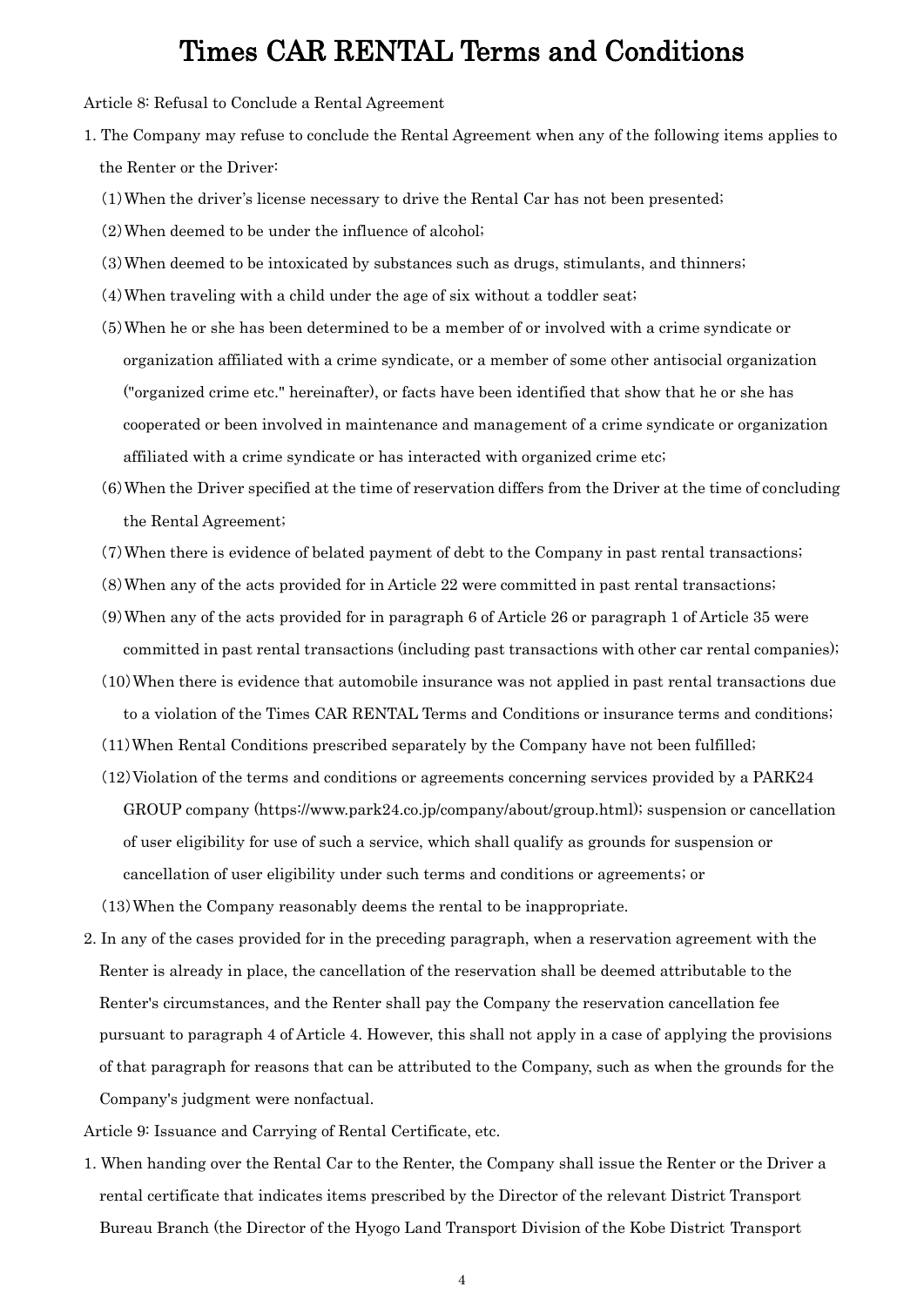# Times CAR RENTAL Terms and Conditions

Article 8: Refusal to Conclude a Rental Agreement

1. The Company may refuse to conclude the Rental Agreement when any of the following items applies to the Renter or the Driver:

   (1) When the driver's license necessary to drive the Rental Car has not been presented;

   (2) When deemed to be under the influence of alcohol;

   (3) When deemed to be intoxicated by substances such as drugs, stimulants, and thinners;

   (4) When traveling with a child under the age of six without a toddler seat;

   (5) When he or she has been determined to be a member of or involved with a crime syndicate or organization affiliated with a crime syndicate, or a member of some other antisocial organization ("organized crime etc." hereinafter), or facts have been identified that show that he or she has cooperated or been involved in maintenance and management of a crime syndicate or organization affiliated with a crime syndicate or has interacted with organized crime etc;

   (6) When the Driver specified at the time of reservation differs from the Driver at the time of concluding the Rental Agreement;

   (7) When there is evidence of belated payment of debt to the Company in past rental transactions;

   (8) When any of the acts provided for in Article 22 were committed in past rental transactions;

   (9) When any of the acts provided for in paragraph 6 of Article 26 or paragraph 1 of Article 35 were committed in past rental transactions (including past transactions with other car rental companies);

   (10) When there is evidence that automobile insurance was not applied in past rental transactions due to a violation of the Times CAR RENTAL Terms and Conditions or insurance terms and conditions;

   (11) When Rental Conditions prescribed separately by the Company have not been fulfilled;

   (12) Violation of the terms and conditions or agreements concerning services provided by a PARK24 GROUP company (https://www.park24.co.jp/company/about/group.html); suspension or cancellation of user eligibility for use of such a service, which shall qualify as grounds for suspension or cancellation of user eligibility under such terms and conditions or agreements; or

   (13) When the Company reasonably deems the rental to be inappropriate.

2. In any of the cases provided for in the preceding paragraph, when a reservation agreement with the Renter is already in place, the cancellation of the reservation shall be deemed attributable to the Renter's circumstances, and the Renter shall pay the Company the reservation cancellation fee pursuant to paragraph 4 of Article 4. However, this shall not apply in a case of applying the provisions of that paragraph for reasons that can be attributed to the Company, such as when the grounds for the Company's judgment were nonfactual.

Article 9: Issuance and Carrying of Rental Certificate, etc.

1. When handing over the Rental Car to the Renter, the Company shall issue the Renter or the Driver a rental certificate that indicates items prescribed by the Director of the relevant District Transport Bureau Branch (the Director of the Hyogo Land Transport Division of the Kobe District Transport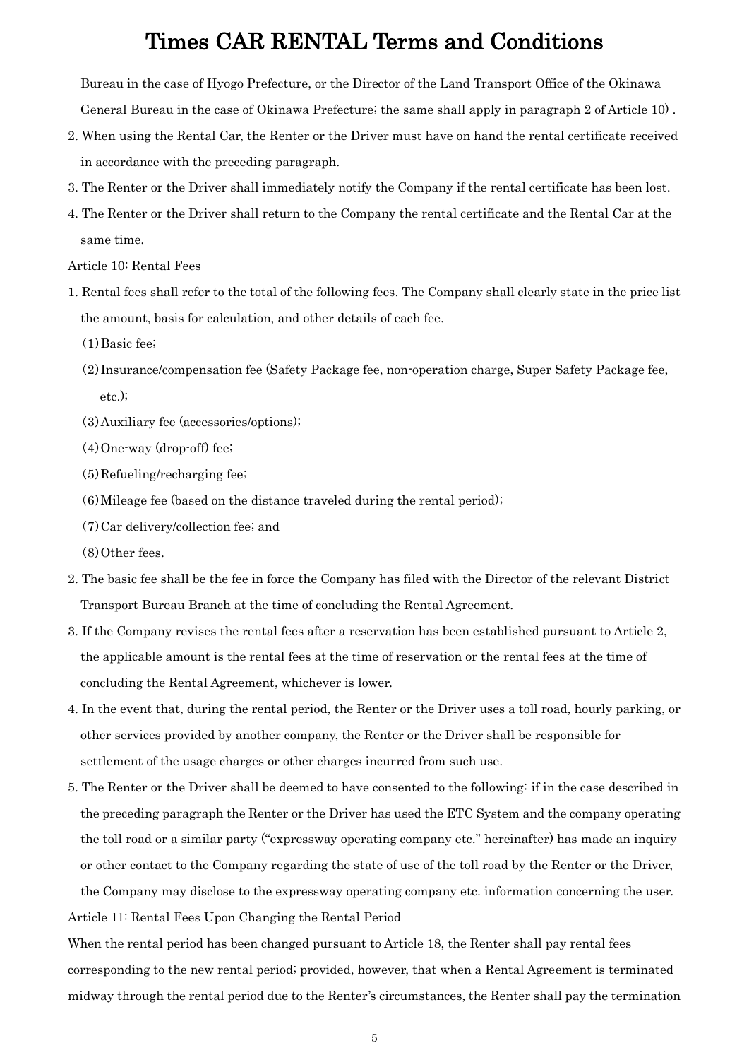Bureau in the case of Hyogo Prefecture, or the Director of the Land Transport Office of the Okinawa General Bureau in the case of Okinawa Prefecture; the same shall apply in paragraph 2 of Article 10) .

2. When using the Rental Car, the Renter or the Driver must have on hand the rental certificate received in accordance with the preceding paragraph.
3. The Renter or the Driver shall immediately notify the Company if the rental certificate has been lost.
4. The Renter or the Driver shall return to the Company the rental certificate and the Rental Car at the same time.

Article 10: Rental Fees

1. Rental fees shall refer to the total of the following fees. The Company shall clearly state in the price list the amount, basis for calculation, and other details of each fee.
   (1) Basic fee;
   (2) Insurance/compensation fee (Safety Package fee, non-operation charge, Super Safety Package fee, etc.);
   (3) Auxiliary fee (accessories/options);
   (4) One-way (drop-off) fee;
   (5) Refueling/recharging fee;
   (6) Mileage fee (based on the distance traveled during the rental period);
   (7) Car delivery/collection fee; and
   (8) Other fees.
2. The basic fee shall be the fee in force the Company has filed with the Director of the relevant District Transport Bureau Branch at the time of concluding the Rental Agreement.
3. If the Company revises the rental fees after a reservation has been established pursuant to Article 2, the applicable amount is the rental fees at the time of reservation or the rental fees at the time of concluding the Rental Agreement, whichever is lower.
4. In the event that, during the rental period, the Renter or the Driver uses a toll road, hourly parking, or other services provided by another company, the Renter or the Driver shall be responsible for settlement of the usage charges or other charges incurred from such use.
5. The Renter or the Driver shall be deemed to have consented to the following: if in the case described in the preceding paragraph the Renter or the Driver has used the ETC System and the company operating the toll road or a similar party ("expressway operating company etc." hereinafter) has made an inquiry or other contact to the Company regarding the state of use of the toll road by the Renter or the Driver, the Company may disclose to the expressway operating company etc. information concerning the user.

Article 11: Rental Fees Upon Changing the Rental Period

When the rental period has been changed pursuant to Article 18, the Renter shall pay rental fees corresponding to the new rental period; provided, however, that when a Rental Agreement is terminated midway through the rental period due to the Renter's circumstances, the Renter shall pay the termination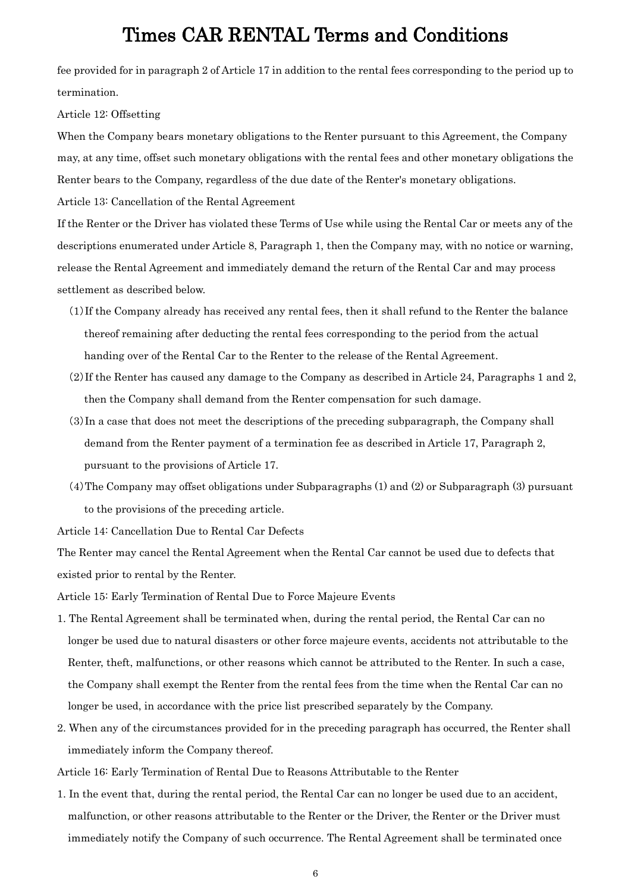fee provided for in paragraph 2 of Article 17 in addition to the rental fees corresponding to the period up to termination.

Article 12: Offsetting

When the Company bears monetary obligations to the Renter pursuant to this Agreement, the Company may, at any time, offset such monetary obligations with the rental fees and other monetary obligations the Renter bears to the Company, regardless of the due date of the Renter's monetary obligations.

Article 13: Cancellation of the Rental Agreement

If the Renter or the Driver has violated these Terms of Use while using the Rental Car or meets any of the descriptions enumerated under Article 8, Paragraph 1, then the Company may, with no notice or warning, release the Rental Agreement and immediately demand the return of the Rental Car and may process settlement as described below.

(1) If the Company already has received any rental fees, then it shall refund to the Renter the balance thereof remaining after deducting the rental fees corresponding to the period from the actual handing over of the Rental Car to the Renter to the release of the Rental Agreement.

(2) If the Renter has caused any damage to the Company as described in Article 24, Paragraphs 1 and 2, then the Company shall demand from the Renter compensation for such damage.

(3) In a case that does not meet the descriptions of the preceding subparagraph, the Company shall demand from the Renter payment of a termination fee as described in Article 17, Paragraph 2, pursuant to the provisions of Article 17.

(4) The Company may offset obligations under Subparagraphs (1) and (2) or Subparagraph (3) pursuant to the provisions of the preceding article.

Article 14: Cancellation Due to Rental Car Defects

The Renter may cancel the Rental Agreement when the Rental Car cannot be used due to defects that existed prior to rental by the Renter.

Article 15: Early Termination of Rental Due to Force Majeure Events

1. The Rental Agreement shall be terminated when, during the rental period, the Rental Car can no longer be used due to natural disasters or other force majeure events, accidents not attributable to the Renter, theft, malfunctions, or other reasons which cannot be attributed to the Renter. In such a case, the Company shall exempt the Renter from the rental fees from the time when the Rental Car can no longer be used, in accordance with the price list prescribed separately by the Company.
2. When any of the circumstances provided for in the preceding paragraph has occurred, the Renter shall immediately inform the Company thereof.

Article 16: Early Termination of Rental Due to Reasons Attributable to the Renter

1. In the event that, during the rental period, the Rental Car can no longer be used due to an accident, malfunction, or other reasons attributable to the Renter or the Driver, the Renter or the Driver must immediately notify the Company of such occurrence. The Rental Agreement shall be terminated once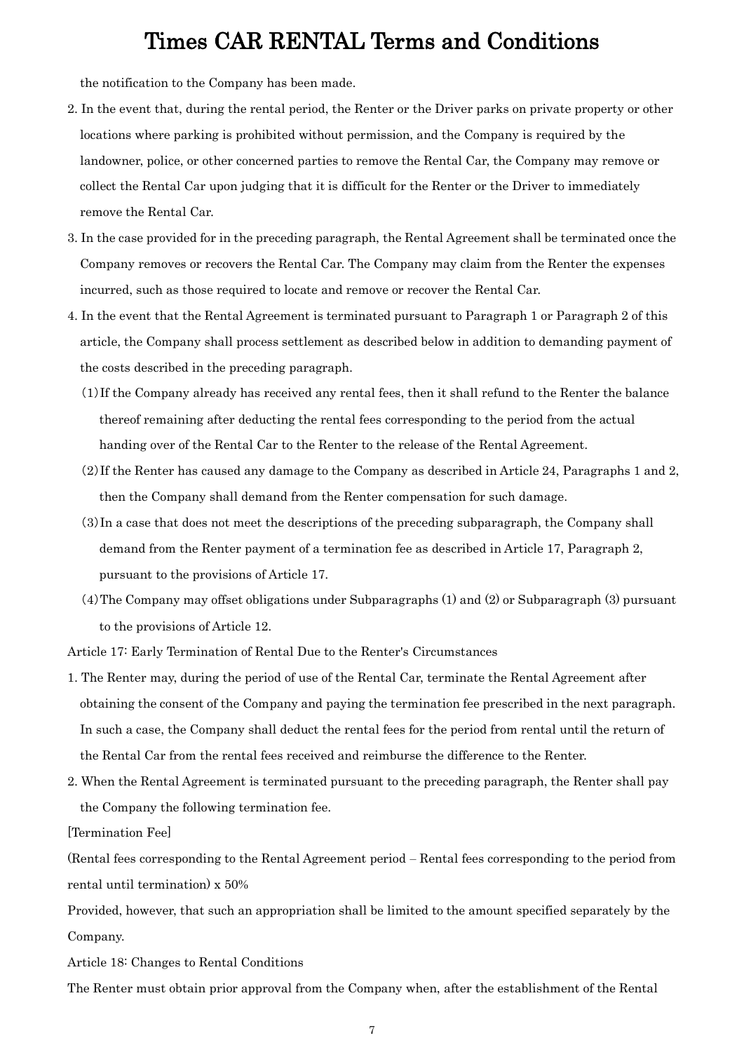the notification to the Company has been made.

2. In the event that, during the rental period, the Renter or the Driver parks on private property or other locations where parking is prohibited without permission, and the Company is required by the landowner, police, or other concerned parties to remove the Rental Car, the Company may remove or collect the Rental Car upon judging that it is difficult for the Renter or the Driver to immediately remove the Rental Car.
3. In the case provided for in the preceding paragraph, the Rental Agreement shall be terminated once the Company removes or recovers the Rental Car. The Company may claim from the Renter the expenses incurred, such as those required to locate and remove or recover the Rental Car.
4. In the event that the Rental Agreement is terminated pursuant to Paragraph 1 or Paragraph 2 of this article, the Company shall process settlement as described below in addition to demanding payment of the costs described in the preceding paragraph.
   (1) If the Company already has received any rental fees, then it shall refund to the Renter the balance thereof remaining after deducting the rental fees corresponding to the period from the actual handing over of the Rental Car to the Renter to the release of the Rental Agreement.
   (2) If the Renter has caused any damage to the Company as described in Article 24, Paragraphs 1 and 2, then the Company shall demand from the Renter compensation for such damage.
   (3) In a case that does not meet the descriptions of the preceding subparagraph, the Company shall demand from the Renter payment of a termination fee as described in Article 17, Paragraph 2, pursuant to the provisions of Article 17.
   (4) The Company may offset obligations under Subparagraphs (1) and (2) or Subparagraph (3) pursuant to the provisions of Article 12.

Article 17: Early Termination of Rental Due to the Renter's Circumstances

1. The Renter may, during the period of use of the Rental Car, terminate the Rental Agreement after obtaining the consent of the Company and paying the termination fee prescribed in the next paragraph. In such a case, the Company shall deduct the rental fees for the period from rental until the return of the Rental Car from the rental fees received and reimburse the difference to the Renter.
2. When the Rental Agreement is terminated pursuant to the preceding paragraph, the Renter shall pay the Company the following termination fee.

[Termination Fee]

(Rental fees corresponding to the Rental Agreement period – Rental fees corresponding to the period from rental until termination) x 50%

Provided, however, that such an appropriation shall be limited to the amount specified separately by the Company.

Article 18: Changes to Rental Conditions

The Renter must obtain prior approval from the Company when, after the establishment of the Rental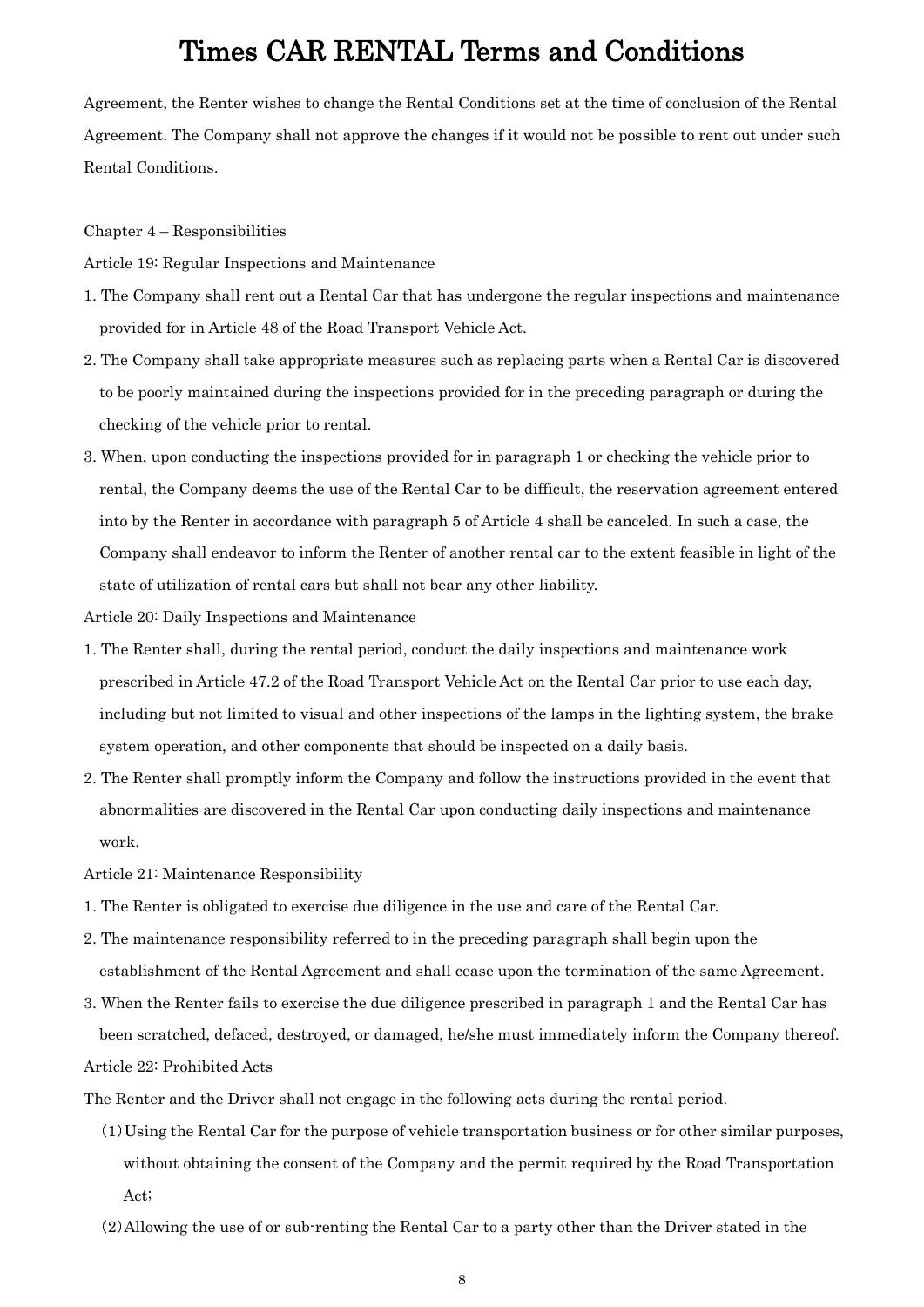Agreement, the Renter wishes to change the Rental Conditions set at the time of conclusion of the Rental Agreement. The Company shall not approve the changes if it would not be possible to rent out under such Rental Conditions.

## Chapter 4 – Responsibilities

### Article 19: Regular Inspections and Maintenance

1. The Company shall rent out a Rental Car that has undergone the regular inspections and maintenance provided for in Article 48 of the Road Transport Vehicle Act.
2. The Company shall take appropriate measures such as replacing parts when a Rental Car is discovered to be poorly maintained during the inspections provided for in the preceding paragraph or during the checking of the vehicle prior to rental.
3. When, upon conducting the inspections provided for in paragraph 1 or checking the vehicle prior to rental, the Company deems the use of the Rental Car to be difficult, the reservation agreement entered into by the Renter in accordance with paragraph 5 of Article 4 shall be canceled. In such a case, the Company shall endeavor to inform the Renter of another rental car to the extent feasible in light of the state of utilization of rental cars but shall not bear any other liability.

### Article 20: Daily Inspections and Maintenance

1. The Renter shall, during the rental period, conduct the daily inspections and maintenance work prescribed in Article 47.2 of the Road Transport Vehicle Act on the Rental Car prior to use each day, including but not limited to visual and other inspections of the lamps in the lighting system, the brake system operation, and other components that should be inspected on a daily basis.
2. The Renter shall promptly inform the Company and follow the instructions provided in the event that abnormalities are discovered in the Rental Car upon conducting daily inspections and maintenance work.

### Article 21: Maintenance Responsibility

1. The Renter is obligated to exercise due diligence in the use and care of the Rental Car.
2. The maintenance responsibility referred to in the preceding paragraph shall begin upon the establishment of the Rental Agreement and shall cease upon the termination of the same Agreement.
3. When the Renter fails to exercise the due diligence prescribed in paragraph 1 and the Rental Car has been scratched, defaced, destroyed, or damaged, he/she must immediately inform the Company thereof.

### Article 22: Prohibited Acts

The Renter and the Driver shall not engage in the following acts during the rental period.

(1) Using the Rental Car for the purpose of vehicle transportation business or for other similar purposes, without obtaining the consent of the Company and the permit required by the Road Transportation Act;

(2) Allowing the use of or sub-renting the Rental Car to a party other than the Driver stated in the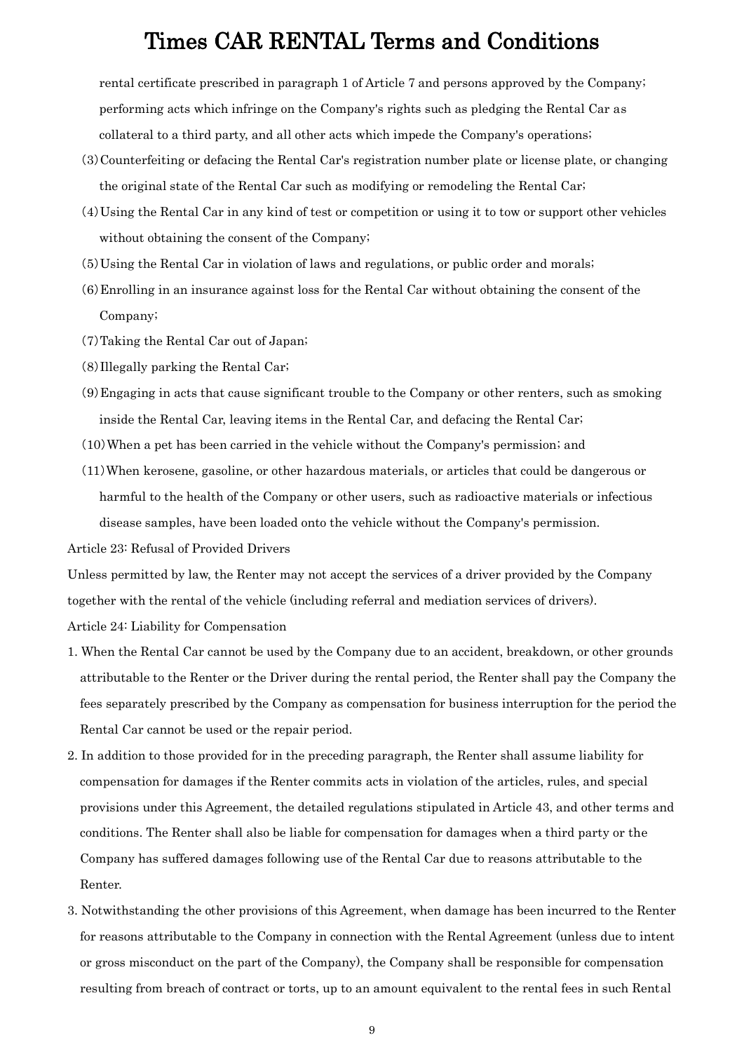rental certificate prescribed in paragraph 1 of Article 7 and persons approved by the Company; performing acts which infringe on the Company's rights such as pledging the Rental Car as collateral to a third party, and all other acts which impede the Company's operations;

(3) Counterfeiting or defacing the Rental Car's registration number plate or license plate, or changing the original state of the Rental Car such as modifying or remodeling the Rental Car;

(4) Using the Rental Car in any kind of test or competition or using it to tow or support other vehicles without obtaining the consent of the Company;

(5) Using the Rental Car in violation of laws and regulations, or public order and morals;

(6) Enrolling in an insurance against loss for the Rental Car without obtaining the consent of the Company;

(7) Taking the Rental Car out of Japan;

(8) Illegally parking the Rental Car;

(9) Engaging in acts that cause significant trouble to the Company or other renters, such as smoking inside the Rental Car, leaving items in the Rental Car, and defacing the Rental Car;

(10) When a pet has been carried in the vehicle without the Company's permission; and

(11) When kerosene, gasoline, or other hazardous materials, or articles that could be dangerous or harmful to the health of the Company or other users, such as radioactive materials or infectious disease samples, have been loaded onto the vehicle without the Company's permission.

Article 23: Refusal of Provided Drivers

Unless permitted by law, the Renter may not accept the services of a driver provided by the Company together with the rental of the vehicle (including referral and mediation services of drivers).

Article 24: Liability for Compensation

1. When the Rental Car cannot be used by the Company due to an accident, breakdown, or other grounds attributable to the Renter or the Driver during the rental period, the Renter shall pay the Company the fees separately prescribed by the Company as compensation for business interruption for the period the Rental Car cannot be used or the repair period.
2. In addition to those provided for in the preceding paragraph, the Renter shall assume liability for compensation for damages if the Renter commits acts in violation of the articles, rules, and special provisions under this Agreement, the detailed regulations stipulated in Article 43, and other terms and conditions. The Renter shall also be liable for compensation for damages when a third party or the Company has suffered damages following use of the Rental Car due to reasons attributable to the Renter.
3. Notwithstanding the other provisions of this Agreement, when damage has been incurred to the Renter for reasons attributable to the Company in connection with the Rental Agreement (unless due to intent or gross misconduct on the part of the Company), the Company shall be responsible for compensation resulting from breach of contract or torts, up to an amount equivalent to the rental fees in such Rental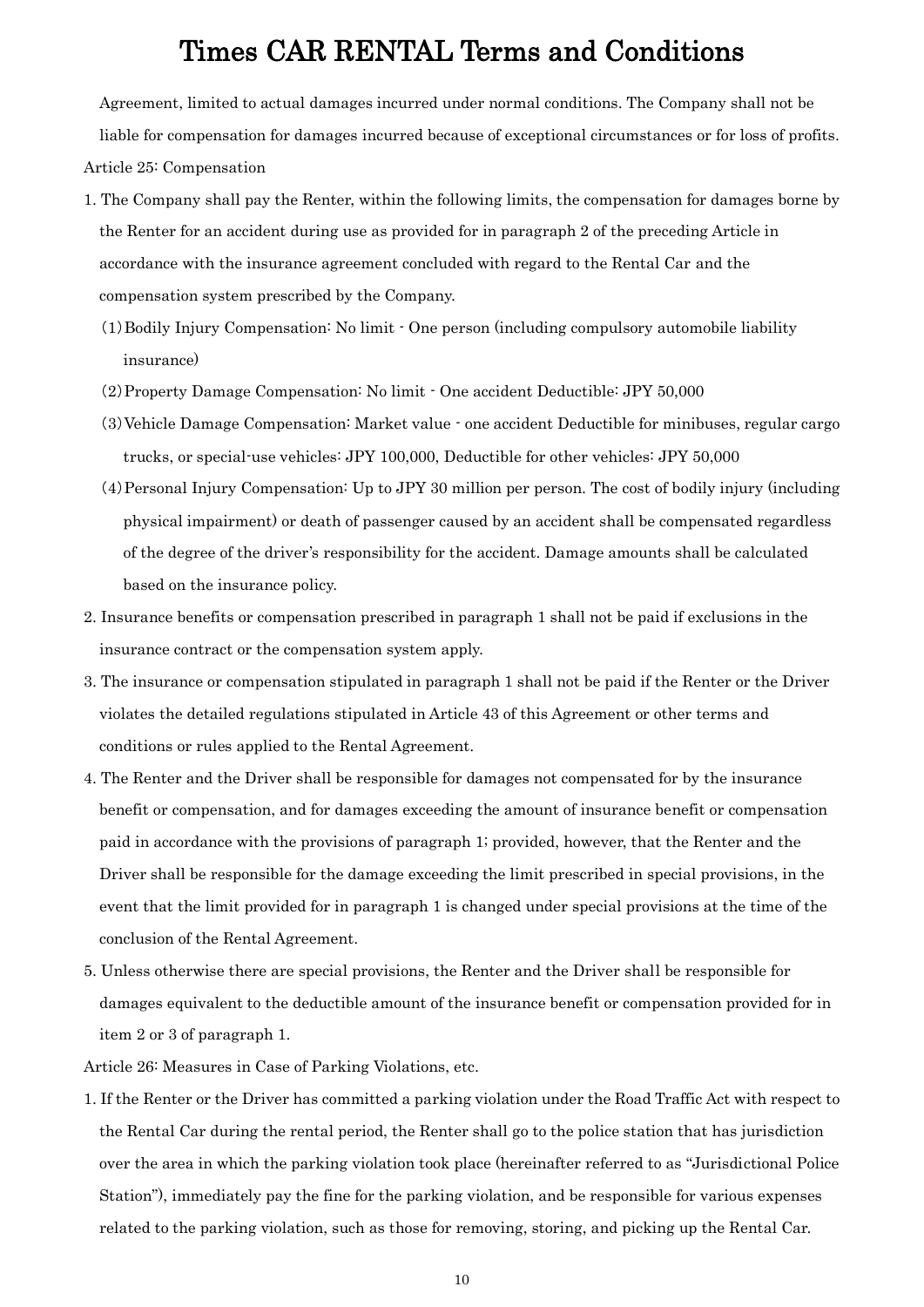Agreement, limited to actual damages incurred under normal conditions. The Company shall not be liable for compensation for damages incurred because of exceptional circumstances or for loss of profits.

Article 25: Compensation

1. The Company shall pay the Renter, within the following limits, the compensation for damages borne by the Renter for an accident during use as provided for in paragraph 2 of the preceding Article in accordance with the insurance agreement concluded with regard to the Rental Car and the compensation system prescribed by the Company.
   (1) Bodily Injury Compensation: No limit - One person (including compulsory automobile liability insurance)
   (2) Property Damage Compensation: No limit - One accident Deductible: JPY 50,000
   (3) Vehicle Damage Compensation: Market value - one accident Deductible for minibuses, regular cargo trucks, or special-use vehicles: JPY 100,000, Deductible for other vehicles: JPY 50,000
   (4) Personal Injury Compensation: Up to JPY 30 million per person. The cost of bodily injury (including physical impairment) or death of passenger caused by an accident shall be compensated regardless of the degree of the driver's responsibility for the accident. Damage amounts shall be calculated based on the insurance policy.
2. Insurance benefits or compensation prescribed in paragraph 1 shall not be paid if exclusions in the insurance contract or the compensation system apply.
3. The insurance or compensation stipulated in paragraph 1 shall not be paid if the Renter or the Driver violates the detailed regulations stipulated in Article 43 of this Agreement or other terms and conditions or rules applied to the Rental Agreement.
4. The Renter and the Driver shall be responsible for damages not compensated for by the insurance benefit or compensation, and for damages exceeding the amount of insurance benefit or compensation paid in accordance with the provisions of paragraph 1; provided, however, that the Renter and the Driver shall be responsible for the damage exceeding the limit prescribed in special provisions, in the event that the limit provided for in paragraph 1 is changed under special provisions at the time of the conclusion of the Rental Agreement.
5. Unless otherwise there are special provisions, the Renter and the Driver shall be responsible for damages equivalent to the deductible amount of the insurance benefit or compensation provided for in item 2 or 3 of paragraph 1.

Article 26: Measures in Case of Parking Violations, etc.

1. If the Renter or the Driver has committed a parking violation under the Road Traffic Act with respect to the Rental Car during the rental period, the Renter shall go to the police station that has jurisdiction over the area in which the parking violation took place (hereinafter referred to as "Jurisdictional Police Station"), immediately pay the fine for the parking violation, and be responsible for various expenses related to the parking violation, such as those for removing, storing, and picking up the Rental Car.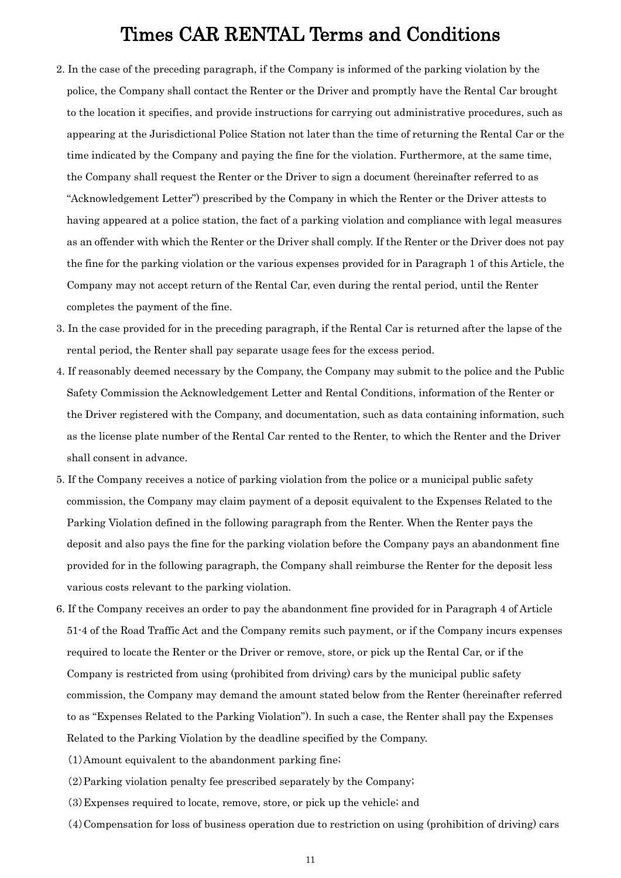# Times CAR RENTAL Terms and Conditions

2. In the case of the preceding paragraph, if the Company is informed of the parking violation by the police, the Company shall contact the Renter or the Driver and promptly have the Rental Car brought to the location it specifies, and provide instructions for carrying out administrative procedures, such as appearing at the Jurisdictional Police Station not later than the time of returning the Rental Car or the time indicated by the Company and paying the fine for the violation. Furthermore, at the same time, the Company shall request the Renter or the Driver to sign a document (hereinafter referred to as "Acknowledgement Letter") prescribed by the Company in which the Renter or the Driver attests to having appeared at a police station, the fact of a parking violation and compliance with legal measures as an offender with which the Renter or the Driver shall comply. If the Renter or the Driver does not pay the fine for the parking violation or the various expenses provided for in Paragraph 1 of this Article, the Company may not accept return of the Rental Car, even during the rental period, until the Renter completes the payment of the fine.
3. In the case provided for in the preceding paragraph, if the Rental Car is returned after the lapse of the rental period, the Renter shall pay separate usage fees for the excess period.
4. If reasonably deemed necessary by the Company, the Company may submit to the police and the Public Safety Commission the Acknowledgement Letter and Rental Conditions, information of the Renter or the Driver registered with the Company, and documentation, such as data containing information, such as the license plate number of the Rental Car rented to the Renter, to which the Renter and the Driver shall consent in advance.
5. If the Company receives a notice of parking violation from the police or a municipal public safety commission, the Company may claim payment of a deposit equivalent to the Expenses Related to the Parking Violation defined in the following paragraph from the Renter. When the Renter pays the deposit and also pays the fine for the parking violation before the Company pays an abandonment fine provided for in the following paragraph, the Company shall reimburse the Renter for the deposit less various costs relevant to the parking violation.
6. If the Company receives an order to pay the abandonment fine provided for in Paragraph 4 of Article 51-4 of the Road Traffic Act and the Company remits such payment, or if the Company incurs expenses required to locate the Renter or the Driver or remove, store, or pick up the Rental Car, or if the Company is restricted from using (prohibited from driving) cars by the municipal public safety commission, the Company may demand the amount stated below from the Renter (hereinafter referred to as "Expenses Related to the Parking Violation"). In such a case, the Renter shall pay the Expenses Related to the Parking Violation by the deadline specified by the Company.

   (1) Amount equivalent to the abandonment parking fine;

   (2) Parking violation penalty fee prescribed separately by the Company;

   (3) Expenses required to locate, remove, store, or pick up the vehicle; and

   (4) Compensation for loss of business operation due to restriction on using (prohibition of driving) cars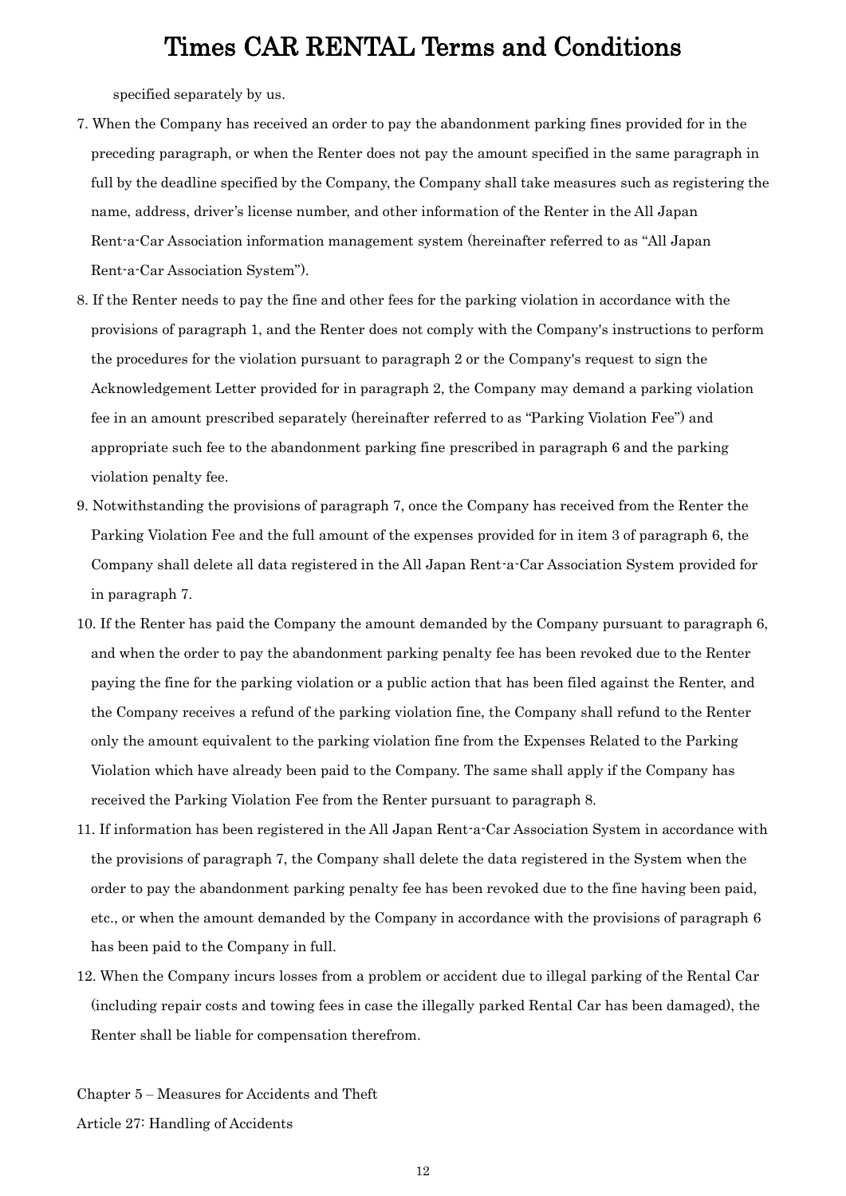specified separately by us.

7. When the Company has received an order to pay the abandonment parking fines provided for in the preceding paragraph, or when the Renter does not pay the amount specified in the same paragraph in full by the deadline specified by the Company, the Company shall take measures such as registering the name, address, driver's license number, and other information of the Renter in the All Japan Rent-a-Car Association information management system (hereinafter referred to as "All Japan Rent-a-Car Association System").
8. If the Renter needs to pay the fine and other fees for the parking violation in accordance with the provisions of paragraph 1, and the Renter does not comply with the Company's instructions to perform the procedures for the violation pursuant to paragraph 2 or the Company's request to sign the Acknowledgement Letter provided for in paragraph 2, the Company may demand a parking violation fee in an amount prescribed separately (hereinafter referred to as "Parking Violation Fee") and appropriate such fee to the abandonment parking fine prescribed in paragraph 6 and the parking violation penalty fee.
9. Notwithstanding the provisions of paragraph 7, once the Company has received from the Renter the Parking Violation Fee and the full amount of the expenses provided for in item 3 of paragraph 6, the Company shall delete all data registered in the All Japan Rent-a-Car Association System provided for in paragraph 7.
10. If the Renter has paid the Company the amount demanded by the Company pursuant to paragraph 6, and when the order to pay the abandonment parking penalty fee has been revoked due to the Renter paying the fine for the parking violation or a public action that has been filed against the Renter, and the Company receives a refund of the parking violation fine, the Company shall refund to the Renter only the amount equivalent to the parking violation fine from the Expenses Related to the Parking Violation which have already been paid to the Company. The same shall apply if the Company has received the Parking Violation Fee from the Renter pursuant to paragraph 8.
11. If information has been registered in the All Japan Rent-a-Car Association System in accordance with the provisions of paragraph 7, the Company shall delete the data registered in the System when the order to pay the abandonment parking penalty fee has been revoked due to the fine having been paid, etc., or when the amount demanded by the Company in accordance with the provisions of paragraph 6 has been paid to the Company in full.
12. When the Company incurs losses from a problem or accident due to illegal parking of the Rental Car (including repair costs and towing fees in case the illegally parked Rental Car has been damaged), the Renter shall be liable for compensation therefrom.

## Chapter 5 – Measures for Accidents and Theft

### Article 27: Handling of Accidents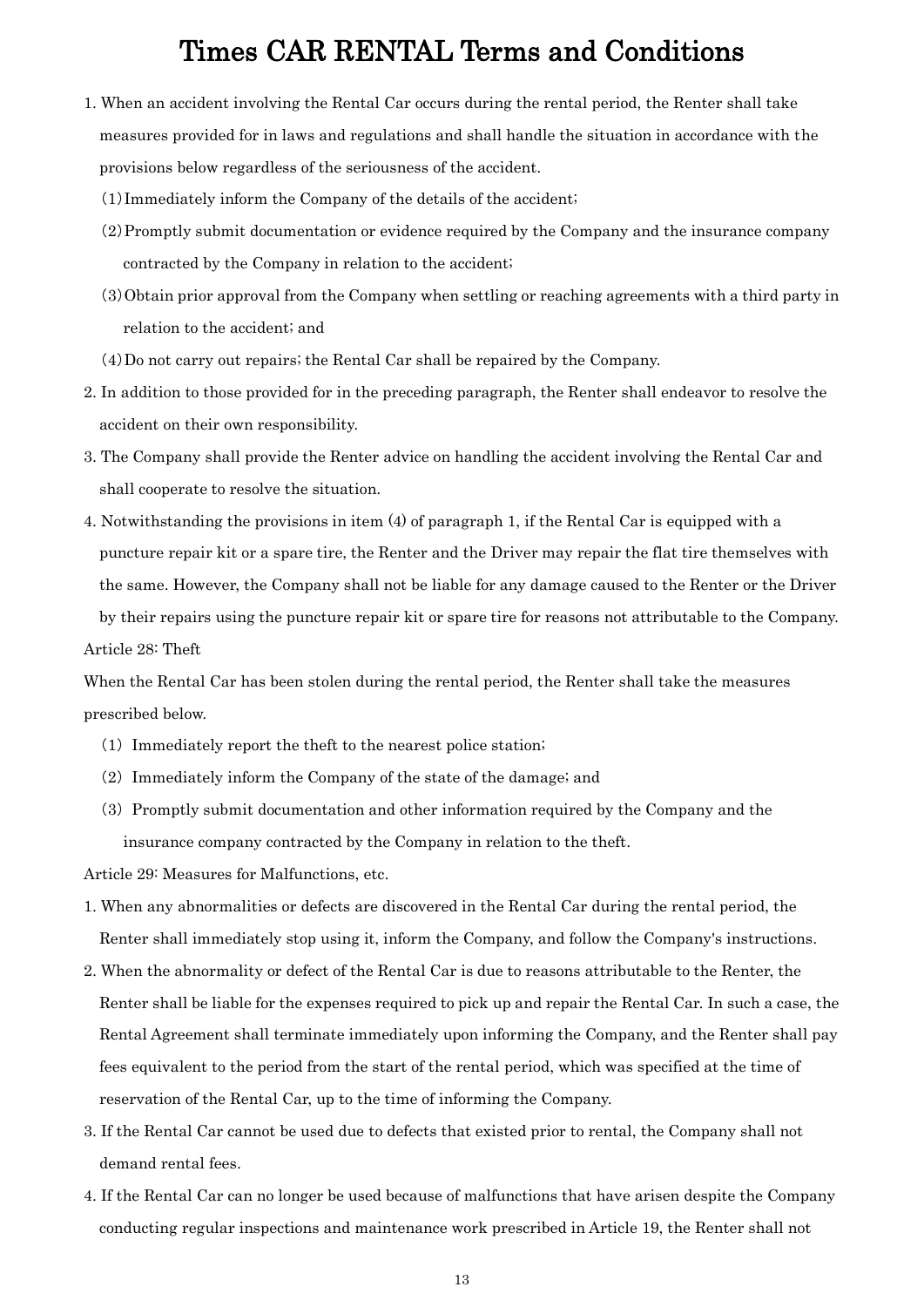# Times CAR RENTAL Terms and Conditions

1. When an accident involving the Rental Car occurs during the rental period, the Renter shall take measures provided for in laws and regulations and shall handle the situation in accordance with the provisions below regardless of the seriousness of the accident.
   (1) Immediately inform the Company of the details of the accident;
   (2) Promptly submit documentation or evidence required by the Company and the insurance company contracted by the Company in relation to the accident;
   (3) Obtain prior approval from the Company when settling or reaching agreements with a third party in relation to the accident; and
   (4) Do not carry out repairs; the Rental Car shall be repaired by the Company.
2. In addition to those provided for in the preceding paragraph, the Renter shall endeavor to resolve the accident on their own responsibility.
3. The Company shall provide the Renter advice on handling the accident involving the Rental Car and shall cooperate to resolve the situation.
4. Notwithstanding the provisions in item (4) of paragraph 1, if the Rental Car is equipped with a puncture repair kit or a spare tire, the Renter and the Driver may repair the flat tire themselves with the same. However, the Company shall not be liable for any damage caused to the Renter or the Driver by their repairs using the puncture repair kit or spare tire for reasons not attributable to the Company.

Article 28: Theft

When the Rental Car has been stolen during the rental period, the Renter shall take the measures prescribed below.

(1) Immediately report the theft to the nearest police station;
(2) Immediately inform the Company of the state of the damage; and
(3) Promptly submit documentation and other information required by the Company and the insurance company contracted by the Company in relation to the theft.

Article 29: Measures for Malfunctions, etc.

1. When any abnormalities or defects are discovered in the Rental Car during the rental period, the Renter shall immediately stop using it, inform the Company, and follow the Company's instructions.
2. When the abnormality or defect of the Rental Car is due to reasons attributable to the Renter, the Renter shall be liable for the expenses required to pick up and repair the Rental Car. In such a case, the Rental Agreement shall terminate immediately upon informing the Company, and the Renter shall pay fees equivalent to the period from the start of the rental period, which was specified at the time of reservation of the Rental Car, up to the time of informing the Company.
3. If the Rental Car cannot be used due to defects that existed prior to rental, the Company shall not demand rental fees.
4. If the Rental Car can no longer be used because of malfunctions that have arisen despite the Company conducting regular inspections and maintenance work prescribed in Article 19, the Renter shall not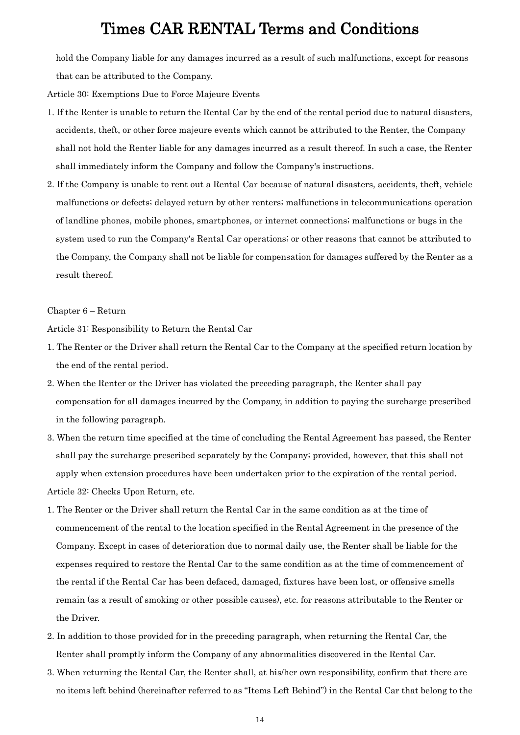hold the Company liable for any damages incurred as a result of such malfunctions, except for reasons that can be attributed to the Company.

Article 30: Exemptions Due to Force Majeure Events

1. If the Renter is unable to return the Rental Car by the end of the rental period due to natural disasters, accidents, theft, or other force majeure events which cannot be attributed to the Renter, the Company shall not hold the Renter liable for any damages incurred as a result thereof. In such a case, the Renter shall immediately inform the Company and follow the Company's instructions.
2. If the Company is unable to rent out a Rental Car because of natural disasters, accidents, theft, vehicle malfunctions or defects; delayed return by other renters; malfunctions in telecommunications operation of landline phones, mobile phones, smartphones, or internet connections; malfunctions or bugs in the system used to run the Company's Rental Car operations; or other reasons that cannot be attributed to the Company, the Company shall not be liable for compensation for damages suffered by the Renter as a result thereof.

Chapter 6 – Return

Article 31: Responsibility to Return the Rental Car

1. The Renter or the Driver shall return the Rental Car to the Company at the specified return location by the end of the rental period.
2. When the Renter or the Driver has violated the preceding paragraph, the Renter shall pay compensation for all damages incurred by the Company, in addition to paying the surcharge prescribed in the following paragraph.
3. When the return time specified at the time of concluding the Rental Agreement has passed, the Renter shall pay the surcharge prescribed separately by the Company; provided, however, that this shall not apply when extension procedures have been undertaken prior to the expiration of the rental period.

Article 32: Checks Upon Return, etc.

1. The Renter or the Driver shall return the Rental Car in the same condition as at the time of commencement of the rental to the location specified in the Rental Agreement in the presence of the Company. Except in cases of deterioration due to normal daily use, the Renter shall be liable for the expenses required to restore the Rental Car to the same condition as at the time of commencement of the rental if the Rental Car has been defaced, damaged, fixtures have been lost, or offensive smells remain (as a result of smoking or other possible causes), etc. for reasons attributable to the Renter or the Driver.
2. In addition to those provided for in the preceding paragraph, when returning the Rental Car, the Renter shall promptly inform the Company of any abnormalities discovered in the Rental Car.
3. When returning the Rental Car, the Renter shall, at his/her own responsibility, confirm that there are no items left behind (hereinafter referred to as "Items Left Behind") in the Rental Car that belong to the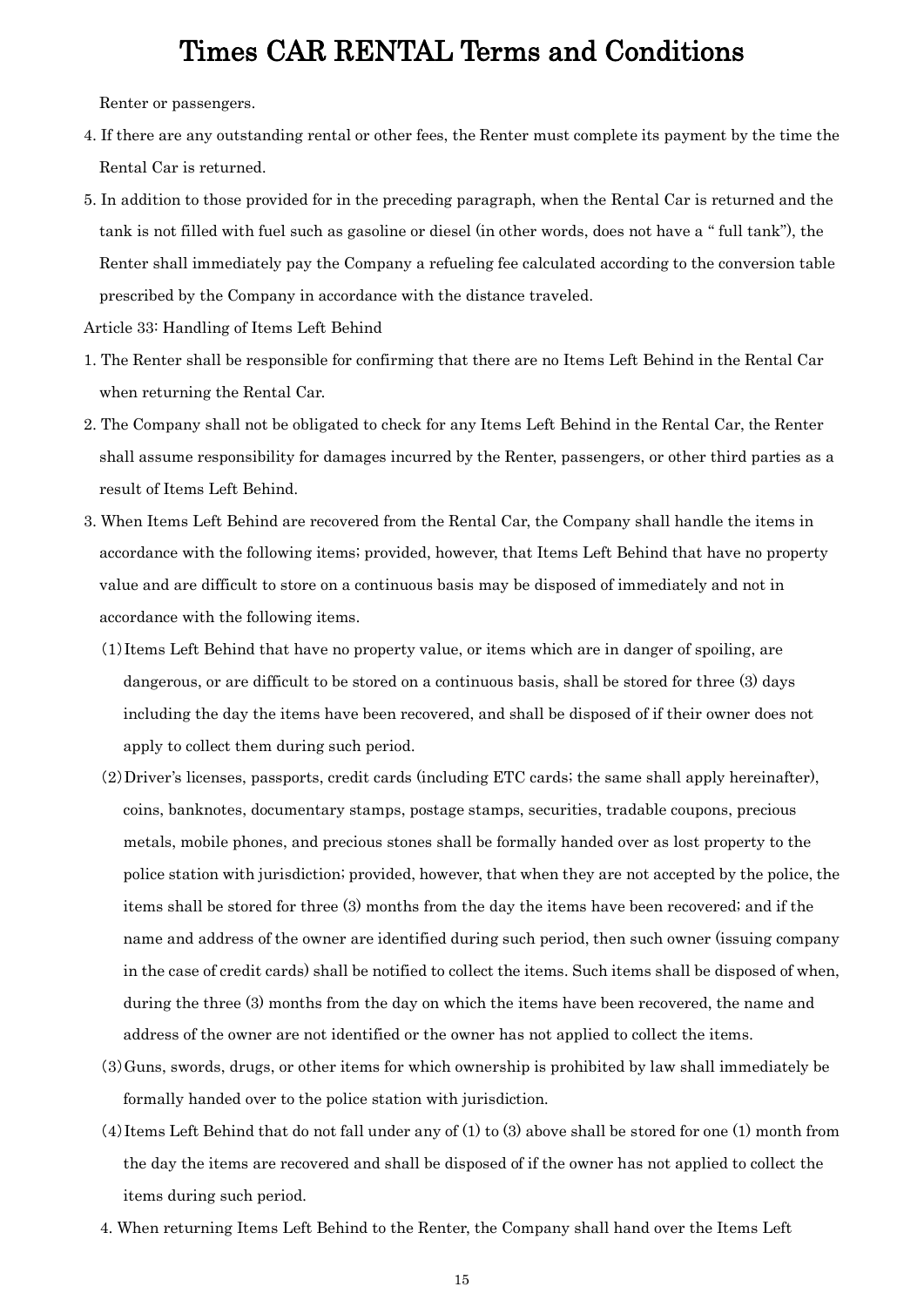Renter or passengers.

4. If there are any outstanding rental or other fees, the Renter must complete its payment by the time the Rental Car is returned.

5. In addition to those provided for in the preceding paragraph, when the Rental Car is returned and the tank is not filled with fuel such as gasoline or diesel (in other words, does not have a " full tank"), the Renter shall immediately pay the Company a refueling fee calculated according to the conversion table prescribed by the Company in accordance with the distance traveled.

Article 33: Handling of Items Left Behind

1. The Renter shall be responsible for confirming that there are no Items Left Behind in the Rental Car when returning the Rental Car.

2. The Company shall not be obligated to check for any Items Left Behind in the Rental Car, the Renter shall assume responsibility for damages incurred by the Renter, passengers, or other third parties as a result of Items Left Behind.

3. When Items Left Behind are recovered from the Rental Car, the Company shall handle the items in accordance with the following items; provided, however, that Items Left Behind that have no property value and are difficult to store on a continuous basis may be disposed of immediately and not in accordance with the following items.

   (1) Items Left Behind that have no property value, or items which are in danger of spoiling, are dangerous, or are difficult to be stored on a continuous basis, shall be stored for three (3) days including the day the items have been recovered, and shall be disposed of if their owner does not apply to collect them during such period.

   (2) Driver's licenses, passports, credit cards (including ETC cards; the same shall apply hereinafter), coins, banknotes, documentary stamps, postage stamps, securities, tradable coupons, precious metals, mobile phones, and precious stones shall be formally handed over as lost property to the police station with jurisdiction; provided, however, that when they are not accepted by the police, the items shall be stored for three (3) months from the day the items have been recovered; and if the name and address of the owner are identified during such period, then such owner (issuing company in the case of credit cards) shall be notified to collect the items. Such items shall be disposed of when, during the three (3) months from the day on which the items have been recovered, the name and address of the owner are not identified or the owner has not applied to collect the items.

   (3) Guns, swords, drugs, or other items for which ownership is prohibited by law shall immediately be formally handed over to the police station with jurisdiction.

   (4) Items Left Behind that do not fall under any of (1) to (3) above shall be stored for one (1) month from the day the items are recovered and shall be disposed of if the owner has not applied to collect the items during such period.

4. When returning Items Left Behind to the Renter, the Company shall hand over the Items Left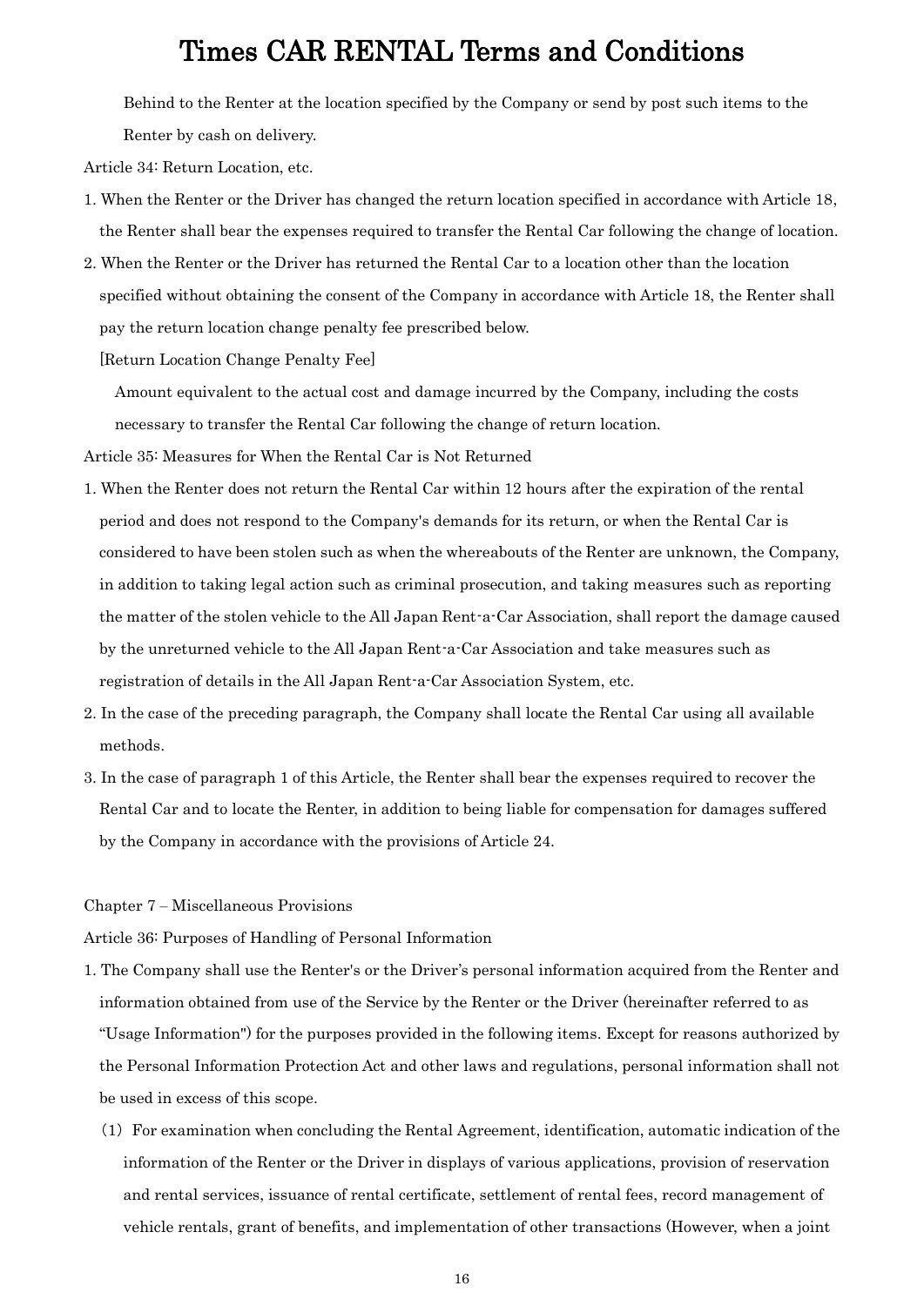Behind to the Renter at the location specified by the Company or send by post such items to the Renter by cash on delivery.

Article 34: Return Location, etc.

1. When the Renter or the Driver has changed the return location specified in accordance with Article 18, the Renter shall bear the expenses required to transfer the Rental Car following the change of location.
2. When the Renter or the Driver has returned the Rental Car to a location other than the location specified without obtaining the consent of the Company in accordance with Article 18, the Renter shall pay the return location change penalty fee prescribed below.

   [Return Location Change Penalty Fee]

   Amount equivalent to the actual cost and damage incurred by the Company, including the costs necessary to transfer the Rental Car following the change of return location.

Article 35: Measures for When the Rental Car is Not Returned

1. When the Renter does not return the Rental Car within 12 hours after the expiration of the rental period and does not respond to the Company's demands for its return, or when the Rental Car is considered to have been stolen such as when the whereabouts of the Renter are unknown, the Company, in addition to taking legal action such as criminal prosecution, and taking measures such as reporting the matter of the stolen vehicle to the All Japan Rent-a-Car Association, shall report the damage caused by the unreturned vehicle to the All Japan Rent-a-Car Association and take measures such as registration of details in the All Japan Rent-a-Car Association System, etc.
2. In the case of the preceding paragraph, the Company shall locate the Rental Car using all available methods.
3. In the case of paragraph 1 of this Article, the Renter shall bear the expenses required to recover the Rental Car and to locate the Renter, in addition to being liable for compensation for damages suffered by the Company in accordance with the provisions of Article 24.

Chapter 7 – Miscellaneous Provisions

Article 36: Purposes of Handling of Personal Information

1. The Company shall use the Renter's or the Driver's personal information acquired from the Renter and information obtained from use of the Service by the Renter or the Driver (hereinafter referred to as "Usage Information") for the purposes provided in the following items. Except for reasons authorized by the Personal Information Protection Act and other laws and regulations, personal information shall not be used in excess of this scope.

   (1) For examination when concluding the Rental Agreement, identification, automatic indication of the information of the Renter or the Driver in displays of various applications, provision of reservation and rental services, issuance of rental certificate, settlement of rental fees, record management of vehicle rentals, grant of benefits, and implementation of other transactions (However, when a joint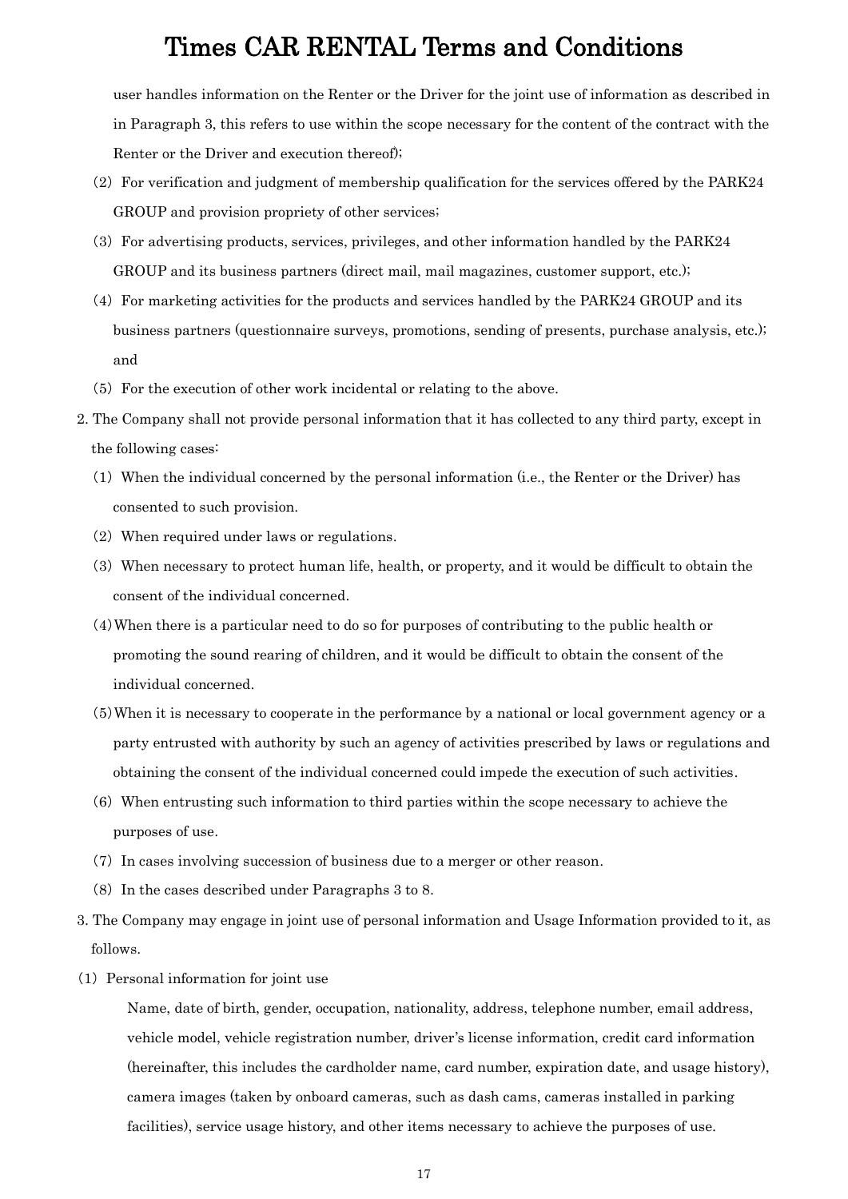user handles information on the Renter or the Driver for the joint use of information as described in in Paragraph 3, this refers to use within the scope necessary for the content of the contract with the Renter or the Driver and execution thereof);

(2) For verification and judgment of membership qualification for the services offered by the PARK24 GROUP and provision propriety of other services;

(3) For advertising products, services, privileges, and other information handled by the PARK24 GROUP and its business partners (direct mail, mail magazines, customer support, etc.);

(4) For marketing activities for the products and services handled by the PARK24 GROUP and its business partners (questionnaire surveys, promotions, sending of presents, purchase analysis, etc.); and

(5) For the execution of other work incidental or relating to the above.

2. The Company shall not provide personal information that it has collected to any third party, except in the following cases:

(1) When the individual concerned by the personal information (i.e., the Renter or the Driver) has consented to such provision.

(2) When required under laws or regulations.

(3) When necessary to protect human life, health, or property, and it would be difficult to obtain the consent of the individual concerned.

(4) When there is a particular need to do so for purposes of contributing to the public health or promoting the sound rearing of children, and it would be difficult to obtain the consent of the individual concerned.

(5) When it is necessary to cooperate in the performance by a national or local government agency or a party entrusted with authority by such an agency of activities prescribed by laws or regulations and obtaining the consent of the individual concerned could impede the execution of such activities.

(6) When entrusting such information to third parties within the scope necessary to achieve the purposes of use.

(7) In cases involving succession of business due to a merger or other reason.

(8) In the cases described under Paragraphs 3 to 8.

3. The Company may engage in joint use of personal information and Usage Information provided to it, as follows.

(1) Personal information for joint use

Name, date of birth, gender, occupation, nationality, address, telephone number, email address, vehicle model, vehicle registration number, driver's license information, credit card information (hereinafter, this includes the cardholder name, card number, expiration date, and usage history), camera images (taken by onboard cameras, such as dash cams, cameras installed in parking facilities), service usage history, and other items necessary to achieve the purposes of use.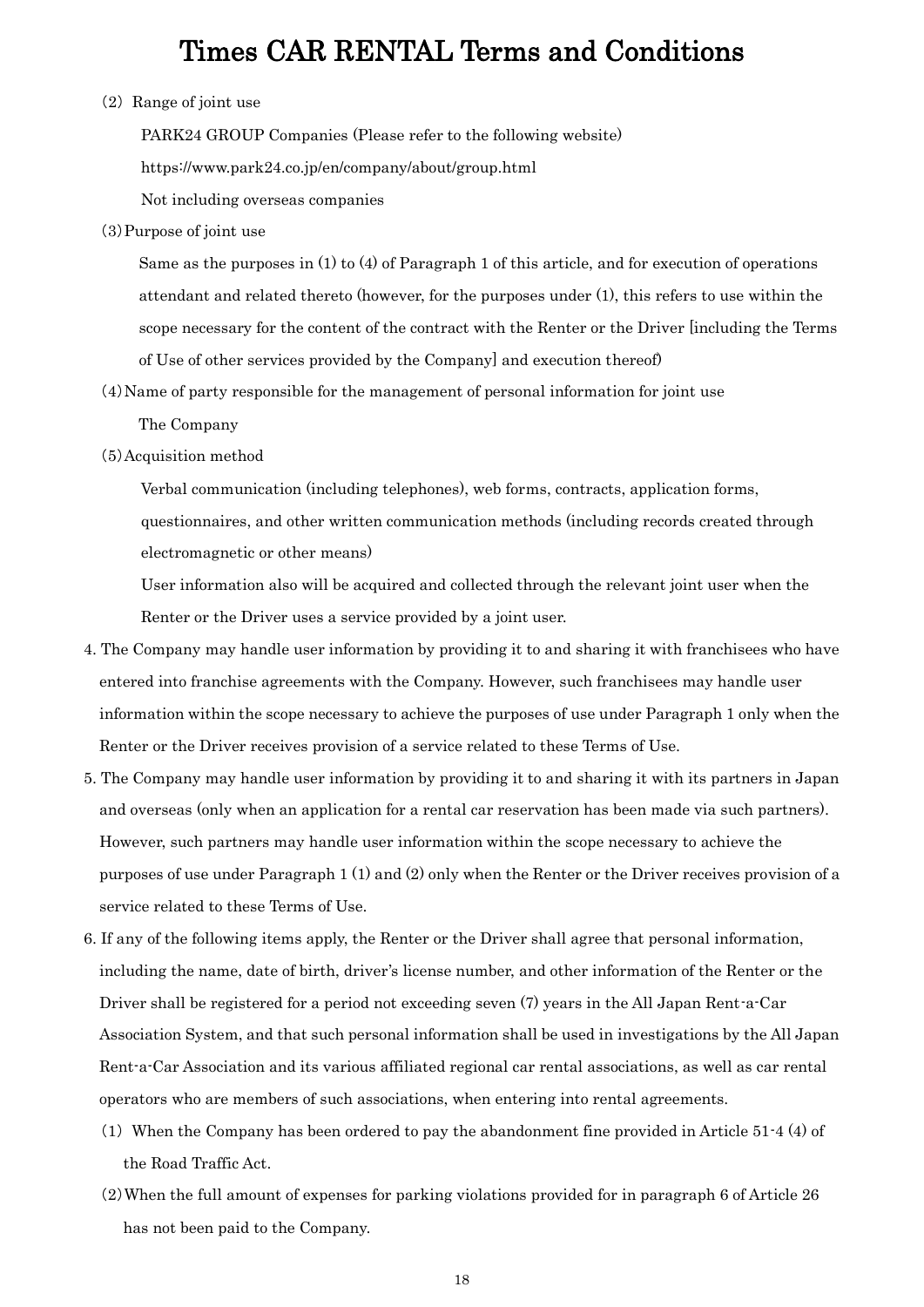(2) Range of joint use

PARK24 GROUP Companies (Please refer to the following website)

https://www.park24.co.jp/en/company/about/group.html

Not including overseas companies

(3) Purpose of joint use

Same as the purposes in (1) to (4) of Paragraph 1 of this article, and for execution of operations attendant and related thereto (however, for the purposes under (1), this refers to use within the scope necessary for the content of the contract with the Renter or the Driver [including the Terms of Use of other services provided by the Company] and execution thereof)

(4) Name of party responsible for the management of personal information for joint use

The Company

(5) Acquisition method

Verbal communication (including telephones), web forms, contracts, application forms, questionnaires, and other written communication methods (including records created through electromagnetic or other means)

User information also will be acquired and collected through the relevant joint user when the Renter or the Driver uses a service provided by a joint user.

4. The Company may handle user information by providing it to and sharing it with franchisees who have entered into franchise agreements with the Company. However, such franchisees may handle user information within the scope necessary to achieve the purposes of use under Paragraph 1 only when the Renter or the Driver receives provision of a service related to these Terms of Use.

5. The Company may handle user information by providing it to and sharing it with its partners in Japan and overseas (only when an application for a rental car reservation has been made via such partners). However, such partners may handle user information within the scope necessary to achieve the purposes of use under Paragraph 1 (1) and (2) only when the Renter or the Driver receives provision of a service related to these Terms of Use.

6. If any of the following items apply, the Renter or the Driver shall agree that personal information, including the name, date of birth, driver's license number, and other information of the Renter or the Driver shall be registered for a period not exceeding seven (7) years in the All Japan Rent-a-Car Association System, and that such personal information shall be used in investigations by the All Japan Rent-a-Car Association and its various affiliated regional car rental associations, as well as car rental operators who are members of such associations, when entering into rental agreements.

(1) When the Company has been ordered to pay the abandonment fine provided in Article 51-4 (4) of the Road Traffic Act.

(2) When the full amount of expenses for parking violations provided for in paragraph 6 of Article 26 has not been paid to the Company.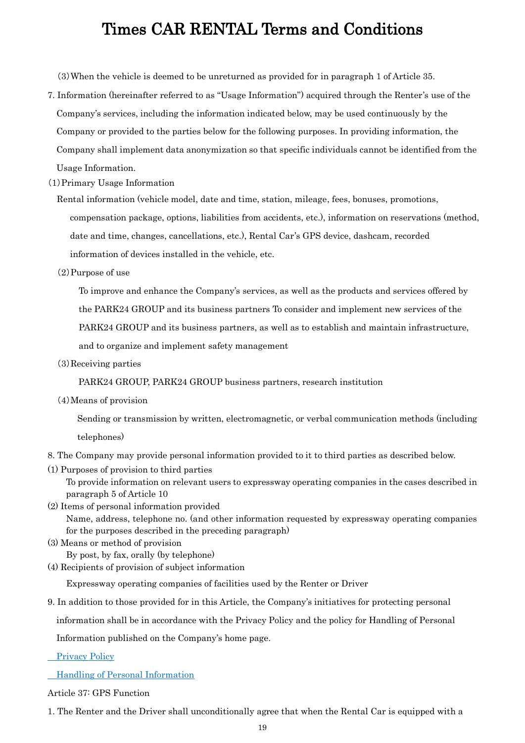(3) When the vehicle is deemed to be unreturned as provided for in paragraph 1 of Article 35.

7. Information (hereinafter referred to as "Usage Information") acquired through the Renter's use of the Company's services, including the information indicated below, may be used continuously by the Company or provided to the parties below for the following purposes. In providing information, the Company shall implement data anonymization so that specific individuals cannot be identified from the Usage Information.

(1) Primary Usage Information

Rental information (vehicle model, date and time, station, mileage, fees, bonuses, promotions, compensation package, options, liabilities from accidents, etc.), information on reservations (method, date and time, changes, cancellations, etc.), Rental Car's GPS device, dashcam, recorded information of devices installed in the vehicle, etc.

(2) Purpose of use

To improve and enhance the Company's services, as well as the products and services offered by the PARK24 GROUP and its business partners To consider and implement new services of the PARK24 GROUP and its business partners, as well as to establish and maintain infrastructure, and to organize and implement safety management

(3) Receiving parties

PARK24 GROUP, PARK24 GROUP business partners, research institution

(4) Means of provision

Sending or transmission by written, electromagnetic, or verbal communication methods (including telephones)

8. The Company may provide personal information provided to it to third parties as described below.

(1) Purposes of provision to third parties

To provide information on relevant users to expressway operating companies in the cases described in paragraph 5 of Article 10

(2) Items of personal information provided

Name, address, telephone no. (and other information requested by expressway operating companies for the purposes described in the preceding paragraph)

(3) Means or method of provision

By post, by fax, orally (by telephone)

(4) Recipients of provision of subject information

Expressway operating companies of facilities used by the Renter or Driver

9. In addition to those provided for in this Article, the Company's initiatives for protecting personal information shall be in accordance with the Privacy Policy and the policy for Handling of Personal Information published on the Company's home page.

Privacy Policy

Handling of Personal Information

Article 37: GPS Function

1. The Renter and the Driver shall unconditionally agree that when the Rental Car is equipped with a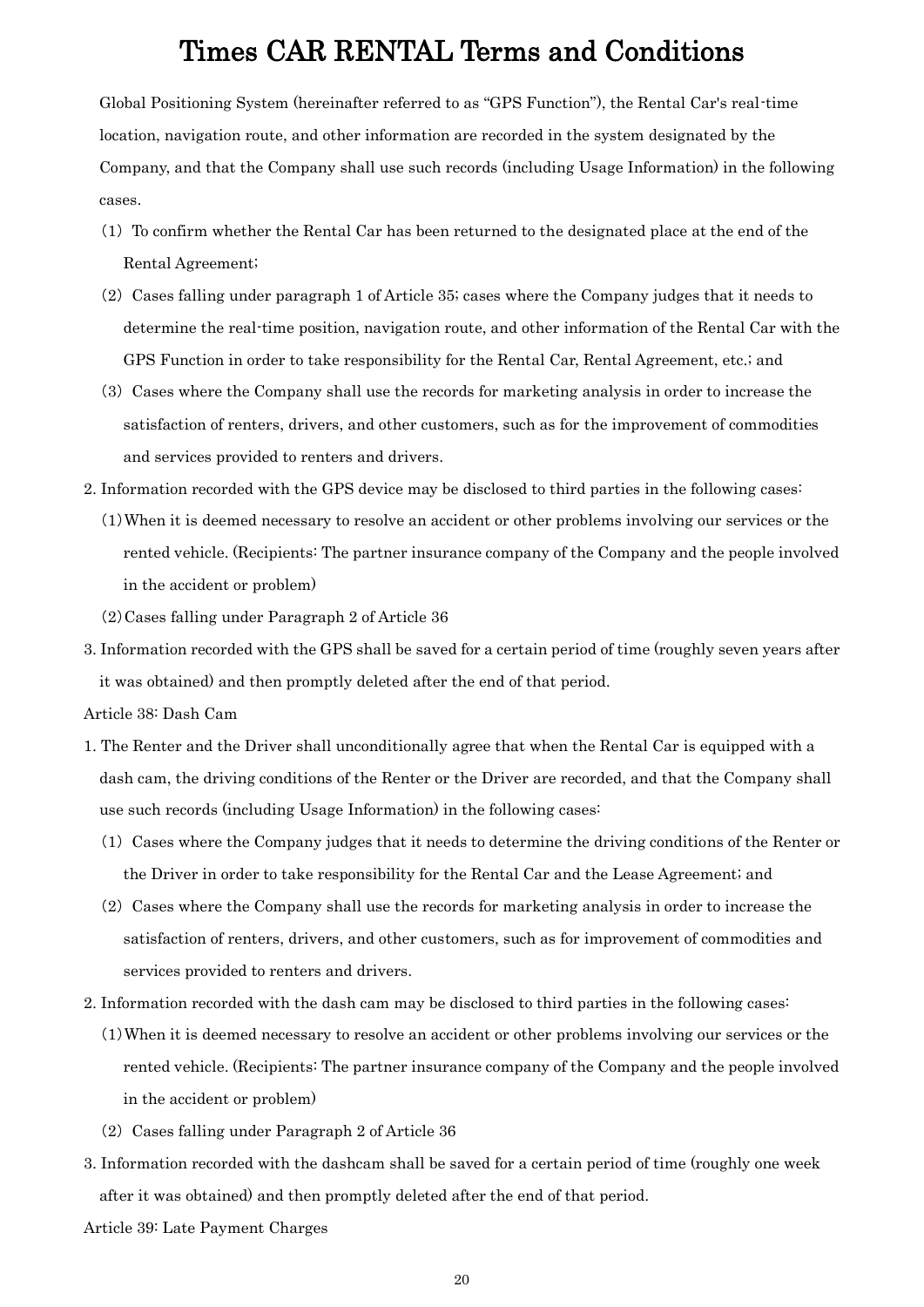Global Positioning System (hereinafter referred to as "GPS Function"), the Rental Car's real-time location, navigation route, and other information are recorded in the system designated by the Company, and that the Company shall use such records (including Usage Information) in the following cases.

(1) To confirm whether the Rental Car has been returned to the designated place at the end of the Rental Agreement;

(2) Cases falling under paragraph 1 of Article 35; cases where the Company judges that it needs to determine the real-time position, navigation route, and other information of the Rental Car with the GPS Function in order to take responsibility for the Rental Car, Rental Agreement, etc.; and

(3) Cases where the Company shall use the records for marketing analysis in order to increase the satisfaction of renters, drivers, and other customers, such as for the improvement of commodities and services provided to renters and drivers.

2. Information recorded with the GPS device may be disclosed to third parties in the following cases:

(1) When it is deemed necessary to resolve an accident or other problems involving our services or the rented vehicle. (Recipients: The partner insurance company of the Company and the people involved in the accident or problem)

(2) Cases falling under Paragraph 2 of Article 36

3. Information recorded with the GPS shall be saved for a certain period of time (roughly seven years after it was obtained) and then promptly deleted after the end of that period.

Article 38: Dash Cam

1. The Renter and the Driver shall unconditionally agree that when the Rental Car is equipped with a dash cam, the driving conditions of the Renter or the Driver are recorded, and that the Company shall use such records (including Usage Information) in the following cases:

(1) Cases where the Company judges that it needs to determine the driving conditions of the Renter or the Driver in order to take responsibility for the Rental Car and the Lease Agreement; and

(2) Cases where the Company shall use the records for marketing analysis in order to increase the satisfaction of renters, drivers, and other customers, such as for improvement of commodities and services provided to renters and drivers.

2. Information recorded with the dash cam may be disclosed to third parties in the following cases:

(1) When it is deemed necessary to resolve an accident or other problems involving our services or the rented vehicle. (Recipients: The partner insurance company of the Company and the people involved in the accident or problem)

(2) Cases falling under Paragraph 2 of Article 36

3. Information recorded with the dashcam shall be saved for a certain period of time (roughly one week after it was obtained) and then promptly deleted after the end of that period.

Article 39: Late Payment Charges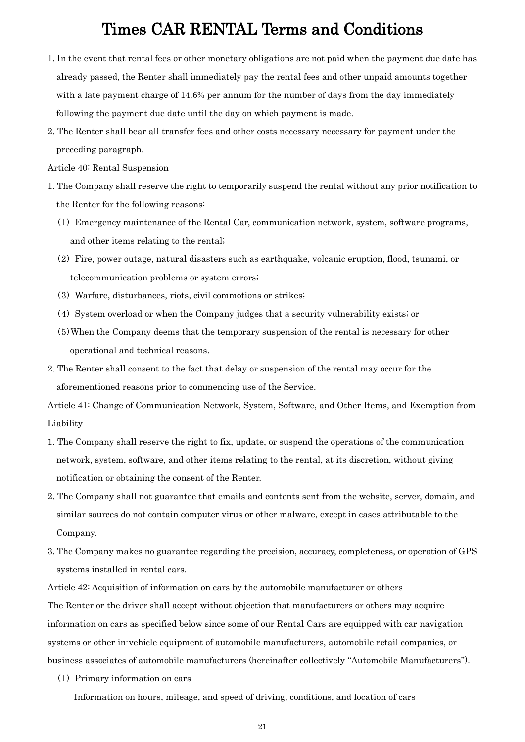# Times CAR RENTAL Terms and Conditions

1. In the event that rental fees or other monetary obligations are not paid when the payment due date has already passed, the Renter shall immediately pay the rental fees and other unpaid amounts together with a late payment charge of 14.6% per annum for the number of days from the day immediately following the payment due date until the day on which payment is made.
2. The Renter shall bear all transfer fees and other costs necessary necessary for payment under the preceding paragraph.

Article 40: Rental Suspension

1. The Company shall reserve the right to temporarily suspend the rental without any prior notification to the Renter for the following reasons:
   (1) Emergency maintenance of the Rental Car, communication network, system, software programs, and other items relating to the rental;
   (2) Fire, power outage, natural disasters such as earthquake, volcanic eruption, flood, tsunami, or telecommunication problems or system errors;
   (3) Warfare, disturbances, riots, civil commotions or strikes;
   (4) System overload or when the Company judges that a security vulnerability exists; or
   (5) When the Company deems that the temporary suspension of the rental is necessary for other operational and technical reasons.
2. The Renter shall consent to the fact that delay or suspension of the rental may occur for the aforementioned reasons prior to commencing use of the Service.

Article 41: Change of Communication Network, System, Software, and Other Items, and Exemption from Liability

1. The Company shall reserve the right to fix, update, or suspend the operations of the communication network, system, software, and other items relating to the rental, at its discretion, without giving notification or obtaining the consent of the Renter.
2. The Company shall not guarantee that emails and contents sent from the website, server, domain, and similar sources do not contain computer virus or other malware, except in cases attributable to the Company.
3. The Company makes no guarantee regarding the precision, accuracy, completeness, or operation of GPS systems installed in rental cars.

Article 42: Acquisition of information on cars by the automobile manufacturer or others

The Renter or the driver shall accept without objection that manufacturers or others may acquire information on cars as specified below since some of our Rental Cars are equipped with car navigation systems or other in-vehicle equipment of automobile manufacturers, automobile retail companies, or business associates of automobile manufacturers (hereinafter collectively “Automobile Manufacturers”).

(1) Primary information on cars

Information on hours, mileage, and speed of driving, conditions, and location of cars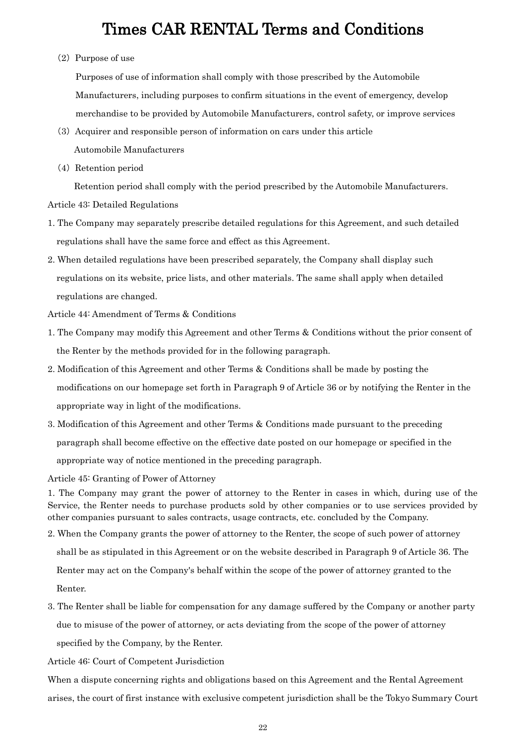(2) Purpose of use

Purposes of use of information shall comply with those prescribed by the Automobile Manufacturers, including purposes to confirm situations in the event of emergency, develop merchandise to be provided by Automobile Manufacturers, control safety, or improve services

(3) Acquirer and responsible person of information on cars under this article

Automobile Manufacturers

(4) Retention period

Retention period shall comply with the period prescribed by the Automobile Manufacturers.

Article 43: Detailed Regulations

1. The Company may separately prescribe detailed regulations for this Agreement, and such detailed regulations shall have the same force and effect as this Agreement.
2. When detailed regulations have been prescribed separately, the Company shall display such regulations on its website, price lists, and other materials. The same shall apply when detailed regulations are changed.

Article 44: Amendment of Terms & Conditions

1. The Company may modify this Agreement and other Terms & Conditions without the prior consent of the Renter by the methods provided for in the following paragraph.
2. Modification of this Agreement and other Terms & Conditions shall be made by posting the modifications on our homepage set forth in Paragraph 9 of Article 36 or by notifying the Renter in the appropriate way in light of the modifications.
3. Modification of this Agreement and other Terms & Conditions made pursuant to the preceding paragraph shall become effective on the effective date posted on our homepage or specified in the appropriate way of notice mentioned in the preceding paragraph.

Article 45: Granting of Power of Attorney

1. The Company may grant the power of attorney to the Renter in cases in which, during use of the Service, the Renter needs to purchase products sold by other companies or to use services provided by other companies pursuant to sales contracts, usage contracts, etc. concluded by the Company.
2. When the Company grants the power of attorney to the Renter, the scope of such power of attorney shall be as stipulated in this Agreement or on the website described in Paragraph 9 of Article 36. The Renter may act on the Company's behalf within the scope of the power of attorney granted to the Renter.
3. The Renter shall be liable for compensation for any damage suffered by the Company or another party due to misuse of the power of attorney, or acts deviating from the scope of the power of attorney specified by the Company, by the Renter.

Article 46: Court of Competent Jurisdiction

When a dispute concerning rights and obligations based on this Agreement and the Rental Agreement arises, the court of first instance with exclusive competent jurisdiction shall be the Tokyo Summary Court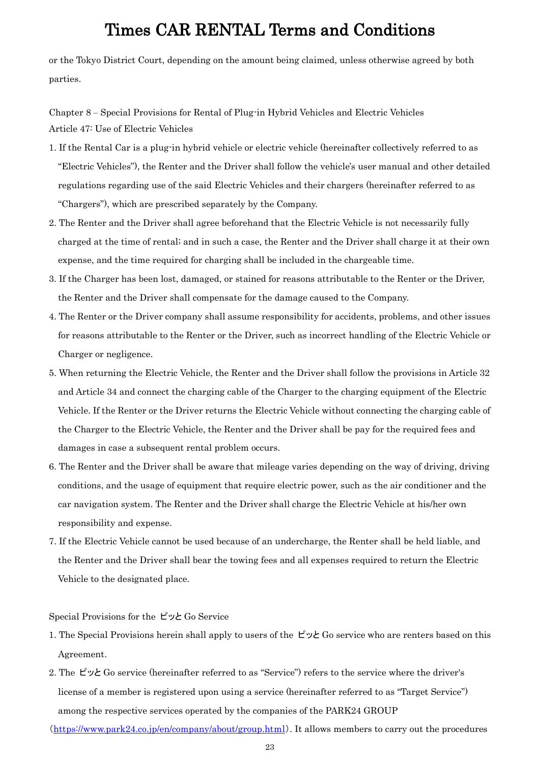or the Tokyo District Court, depending on the amount being claimed, unless otherwise agreed by both parties.

Chapter 8 – Special Provisions for Rental of Plug-in Hybrid Vehicles and Electric Vehicles
Article 47: Use of Electric Vehicles

1. If the Rental Car is a plug-in hybrid vehicle or electric vehicle (hereinafter collectively referred to as "Electric Vehicles"), the Renter and the Driver shall follow the vehicle's user manual and other detailed regulations regarding use of the said Electric Vehicles and their chargers (hereinafter referred to as "Chargers"), which are prescribed separately by the Company.
2. The Renter and the Driver shall agree beforehand that the Electric Vehicle is not necessarily fully charged at the time of rental; and in such a case, the Renter and the Driver shall charge it at their own expense, and the time required for charging shall be included in the chargeable time.
3. If the Charger has been lost, damaged, or stained for reasons attributable to the Renter or the Driver, the Renter and the Driver shall compensate for the damage caused to the Company.
4. The Renter or the Driver company shall assume responsibility for accidents, problems, and other issues for reasons attributable to the Renter or the Driver, such as incorrect handling of the Electric Vehicle or Charger or negligence.
5. When returning the Electric Vehicle, the Renter and the Driver shall follow the provisions in Article 32 and Article 34 and connect the charging cable of the Charger to the charging equipment of the Electric Vehicle. If the Renter or the Driver returns the Electric Vehicle without connecting the charging cable of the Charger to the Electric Vehicle, the Renter and the Driver shall be pay for the required fees and damages in case a subsequent rental problem occurs.
6. The Renter and the Driver shall be aware that mileage varies depending on the way of driving, driving conditions, and the usage of equipment that require electric power, such as the air conditioner and the car navigation system. The Renter and the Driver shall charge the Electric Vehicle at his/her own responsibility and expense.
7. If the Electric Vehicle cannot be used because of an undercharge, the Renter shall be held liable, and the Renter and the Driver shall bear the towing fees and all expenses required to return the Electric Vehicle to the designated place.

Special Provisions for the ピッと Go Service

1. The Special Provisions herein shall apply to users of the ピッと Go service who are renters based on this Agreement.
2. The ピッと Go service (hereinafter referred to as "Service") refers to the service where the driver's license of a member is registered upon using a service (hereinafter referred to as "Target Service") among the respective services operated by the companies of the PARK24 GROUP (https://www.park24.co.jp/en/company/about/group.html). It allows members to carry out the procedures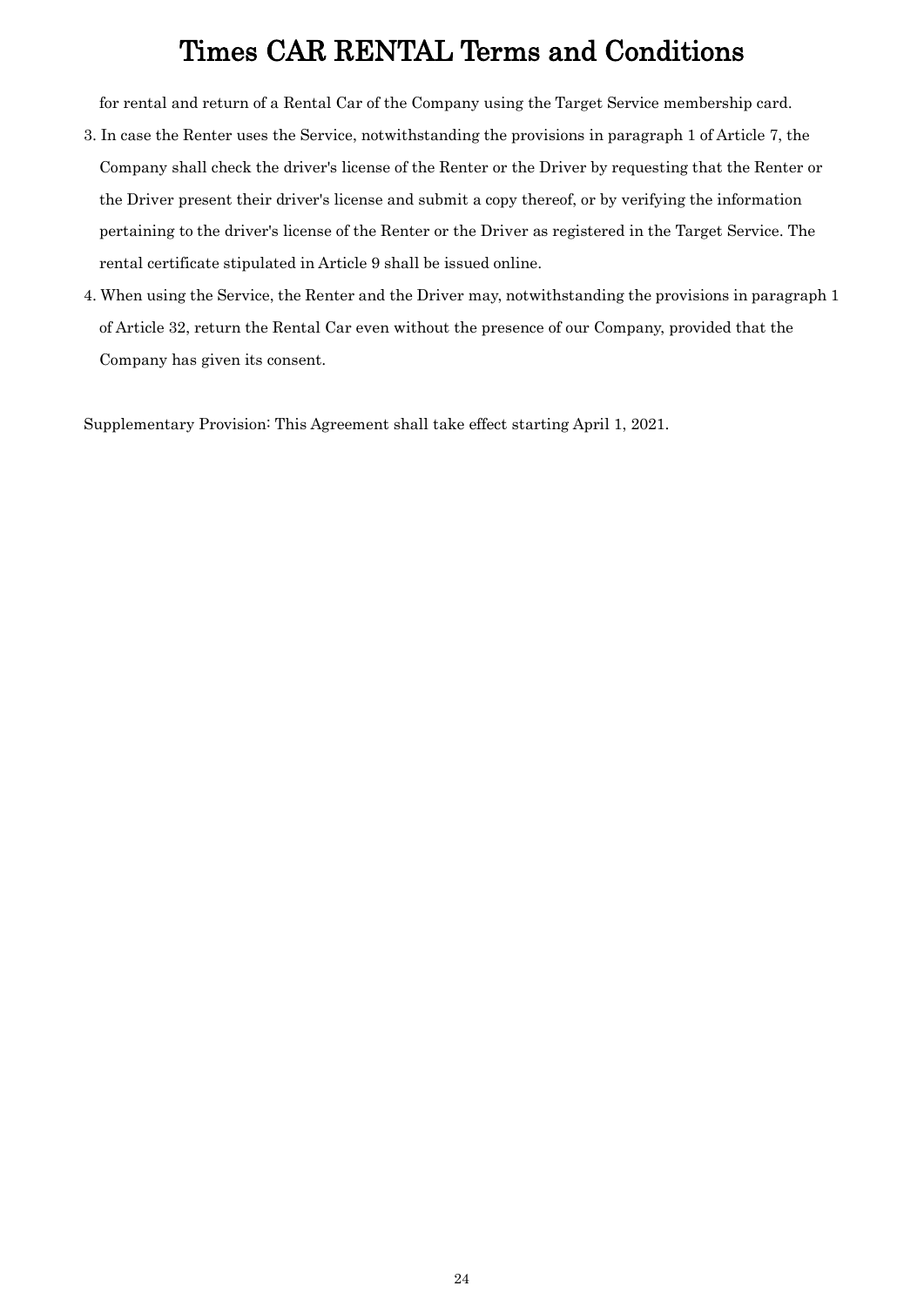for rental and return of a Rental Car of the Company using the Target Service membership card.

3. In case the Renter uses the Service, notwithstanding the provisions in paragraph 1 of Article 7, the Company shall check the driver's license of the Renter or the Driver by requesting that the Renter or the Driver present their driver's license and submit a copy thereof, or by verifying the information pertaining to the driver's license of the Renter or the Driver as registered in the Target Service. The rental certificate stipulated in Article 9 shall be issued online.
4. When using the Service, the Renter and the Driver may, notwithstanding the provisions in paragraph 1 of Article 32, return the Rental Car even without the presence of our Company, provided that the Company has given its consent.

Supplementary Provision: This Agreement shall take effect starting April 1, 2021.